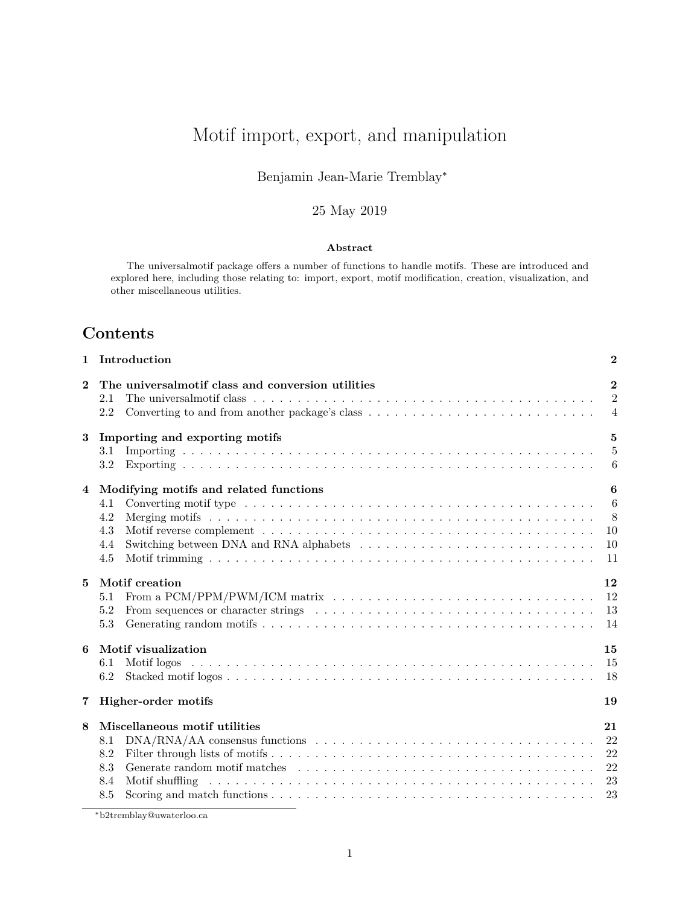# Motif import, export, and manipulation

Benjamin Jean-Marie Tremblay*

25 May 2019

**Abstract**

The universalmotif package offers a number of functions to handle motifs. These are introduced and explored here, including those relating to: import, export, motif modification, creation, visualization, and other miscellaneous utilities.

## Contents

- **1 Introduction** — 2
- **2 The universalmotif class and conversion utilities** — 2
  - 2.1 The universalmotif class — 2
  - 2.2 Converting to and from another package's class — 4
- **3 Importing and exporting motifs** — 5
  - 3.1 Importing — 5
  - 3.2 Exporting — 6
- **4 Modifying motifs and related functions** — 6
  - 4.1 Converting motif type — 6
  - 4.2 Merging motifs — 8
  - 4.3 Motif reverse complement — 10
  - 4.4 Switching between DNA and RNA alphabets — 10
  - 4.5 Motif trimming — 11
- **5 Motif creation** — 12
  - 5.1 From a PCM/PPM/PWM/ICM matrix — 12
  - 5.2 From sequences or character strings — 13
  - 5.3 Generating random motifs — 14
- **6 Motif visualization** — 15
  - 6.1 Motif logos — 15
  - 6.2 Stacked motif logos — 18
- **7 Higher-order motifs** — 19
- **8 Miscellaneous motif utilities** — 21
  - 8.1 DNA/RNA/AA consensus functions — 22
  - 8.2 Filter through lists of motifs — 22
  - 8.3 Generate random motif matches — 22
  - 8.4 Motif shuffling — 23
  - 8.5 Scoring and match functions — 23

*b2tremblay@uwaterloo.ca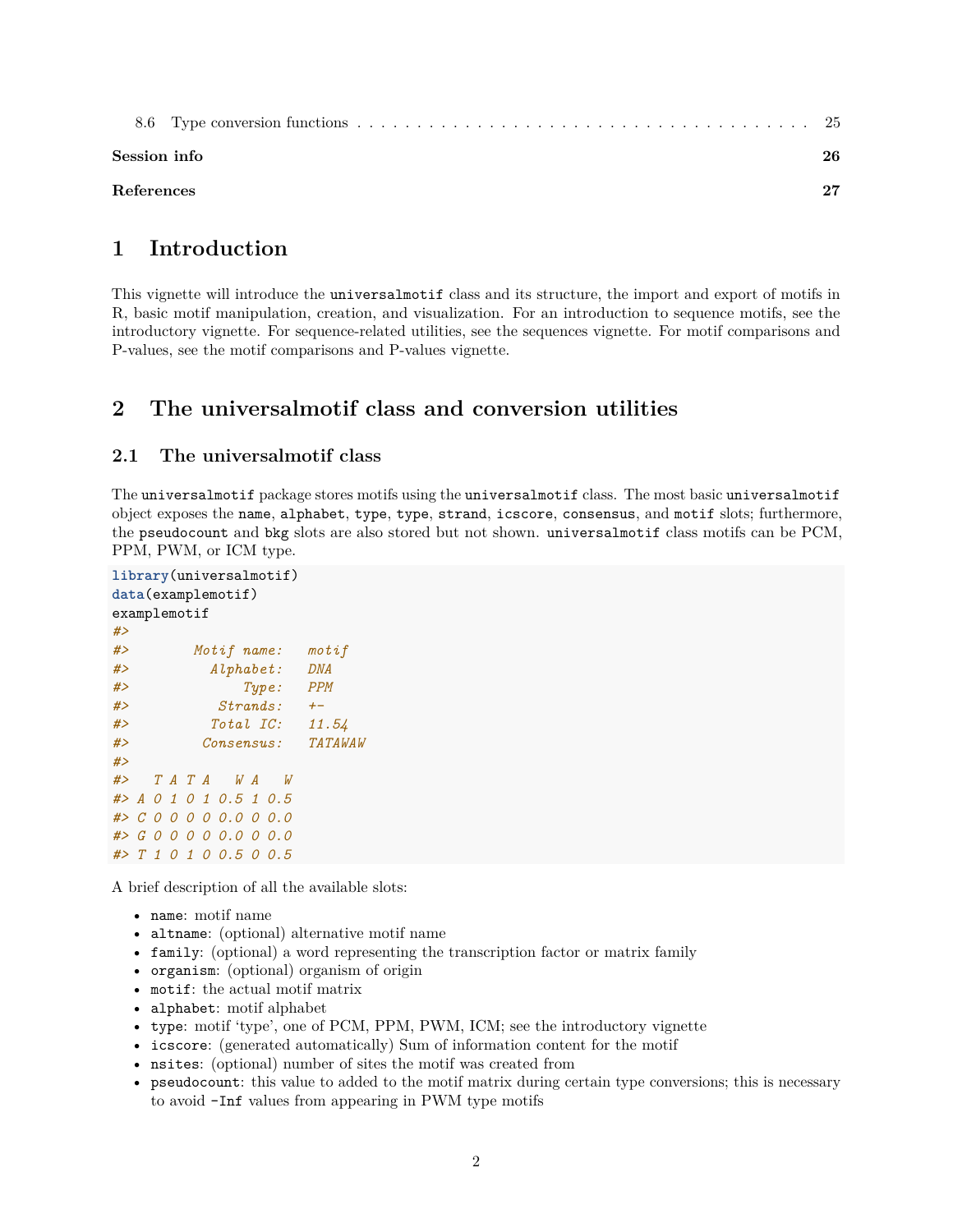8.6 Type conversion functions . . . . . . . . . . . . . . . . . . . . . . . . . . . . . . . . . . . . . . . . . . 25

**Session info** **26**

**References** **27**

# 1 Introduction

This vignette will introduce the `universalmotif` class and its structure, the import and export of motifs in R, basic motif manipulation, creation, and visualization. For an introduction to sequence motifs, see the introductory vignette. For sequence-related utilities, see the sequences vignette. For motif comparisons and P-values, see the motif comparisons and P-values vignette.

# 2 The universalmotif class and conversion utilities

## 2.1 The universalmotif class

The `universalmotif` package stores motifs using the `universalmotif` class. The most basic `universalmotif` object exposes the `name`, `alphabet`, `type`, `type`, `strand`, `icscore`, `consensus`, and `motif` slots; furthermore, the `pseudocount` and `bkg` slots are also stored but not shown. `universalmotif` class motifs can be PCM, PPM, PWM, or ICM type.

```
library(universalmotif)
data(examplemotif)
examplemotif
#> 
#>        Motif name:   motif
#>          Alphabet:   DNA
#>              Type:   PPM
#>           Strands:   +-
#>          Total IC:   11.54
#>         Consensus:   TATAWAW
#> 
#>   T A T A   W A   W
#> A 0 1 0 1 0.5 1 0.5
#> C 0 0 0 0 0.0 0 0.0
#> G 0 0 0 0 0.0 0 0.0
#> T 1 0 1 0 0.5 0 0.5
```

A brief description of all the available slots:

- `name`: motif name
- `altname`: (optional) alternative motif name
- `family`: (optional) a word representing the transcription factor or matrix family
- `organism`: (optional) organism of origin
- `motif`: the actual motif matrix
- `alphabet`: motif alphabet
- `type`: motif 'type', one of PCM, PPM, PWM, ICM; see the introductory vignette
- `icscore`: (generated automatically) Sum of information content for the motif
- `nsites`: (optional) number of sites the motif was created from
- `pseudocount`: this value to added to the motif matrix during certain type conversions; this is necessary to avoid `-Inf` values from appearing in PWM type motifs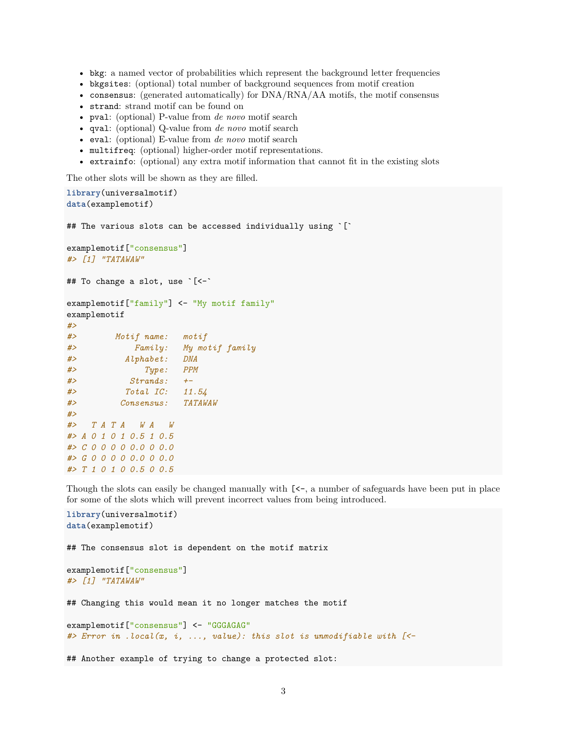- `bkg`: a named vector of probabilities which represent the background letter frequencies
- `bkgsites`: (optional) total number of background sequences from motif creation
- `consensus`: (generated automatically) for DNA/RNA/AA motifs, the motif consensus
- `strand`: strand motif can be found on
- `pval`: (optional) P-value from *de novo* motif search
- `qval`: (optional) Q-value from *de novo* motif search
- `eval`: (optional) E-value from *de novo* motif search
- `multifreq`: (optional) higher-order motif representations.
- `extrainfo`: (optional) any extra motif information that cannot fit in the existing slots

The other slots will be shown as they are filled.

```
library(universalmotif)
data(examplemotif)

## The various slots can be accessed individually using `[`

examplemotif["consensus"]
#> [1] "TATAWAW"

## To change a slot, use `[<-`

examplemotif["family"] <- "My motif family"
examplemotif
#>
#>        Motif name:   motif
#>            Family:   My motif family
#>          Alphabet:   DNA
#>              Type:   PPM
#>           Strands:   +-
#>          Total IC:   11.54
#>         Consensus:   TATAWAW
#>
#>   T A T A   W A   W
#> A 0 1 0 1 0.5 1 0.5
#> C 0 0 0 0 0.0 0 0.0
#> G 0 0 0 0 0.0 0 0.0
#> T 1 0 1 0 0.5 0 0.5
```

Though the slots can easily be changed manually with `[<-`, a number of safeguards have been put in place for some of the slots which will prevent incorrect values from being introduced.

```
library(universalmotif)
data(examplemotif)

## The consensus slot is dependent on the motif matrix

examplemotif["consensus"]
#> [1] "TATAWAW"

## Changing this would mean it no longer matches the motif

examplemotif["consensus"] <- "GGGAGAG"
#> Error in .local(x, i, ..., value): this slot is unmodifiable with [<-

## Another example of trying to change a protected slot:
```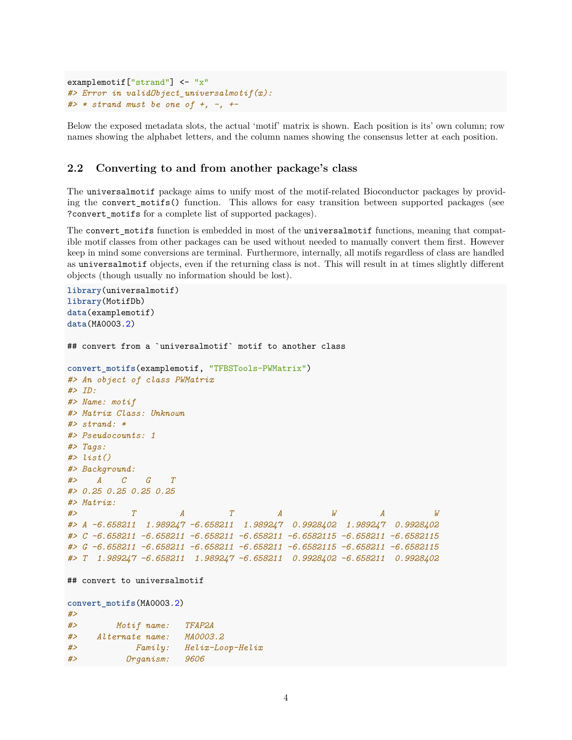```
examplemotif["strand"] <- "x"
#> Error in validObject_universalmotif(x):
#> * strand must be one of +, -, +-
```

Below the exposed metadata slots, the actual 'motif' matrix is shown. Each position is its' own column; row names showing the alphabet letters, and the column names showing the consensus letter at each position.

## 2.2 Converting to and from another package's class

The `universalmotif` package aims to unify most of the motif-related Bioconductor packages by providing the `convert_motifs()` function. This allows for easy transition between supported packages (see `?convert_motifs` for a complete list of supported packages).

The `convert_motifs` function is embedded in most of the `universalmotif` functions, meaning that compatible motif classes from other packages can be used without needed to manually convert them first. However keep in mind some conversions are terminal. Furthermore, internally, all motifs regardless of class are handled as `universalmotif` objects, even if the returning class is not. This will result in at times slightly different objects (though usually no information should be lost).

```
library(universalmotif)
library(MotifDb)
data(examplemotif)
data(MA0003.2)

## convert from a `universalmotif` motif to another class

convert_motifs(examplemotif, "TFBSTools-PWMatrix")
#> An object of class PWMatrix
#> ID:
#> Name: motif
#> Matrix Class: Unknown
#> strand: *
#> Pseudocounts: 1
#> Tags:
#> list()
#> Background:
#>    A    C    G    T
#> 0.25 0.25 0.25 0.25
#> Matrix:
#>           T         A         T         A          W         A          W
#> A -6.658211  1.989247 -6.658211  1.989247  0.9928402  1.989247  0.9928402
#> C -6.658211 -6.658211 -6.658211 -6.658211 -6.6582115 -6.658211 -6.6582115
#> G -6.658211 -6.658211 -6.658211 -6.658211 -6.6582115 -6.658211 -6.6582115
#> T  1.989247 -6.658211  1.989247 -6.658211  0.9928402 -6.658211  0.9928402

## convert to universalmotif

convert_motifs(MA0003.2)
#>
#>        Motif name:   TFAP2A
#>    Alternate name:   MA0003.2
#>            Family:   Helix-Loop-Helix
#>          Organism:   9606
```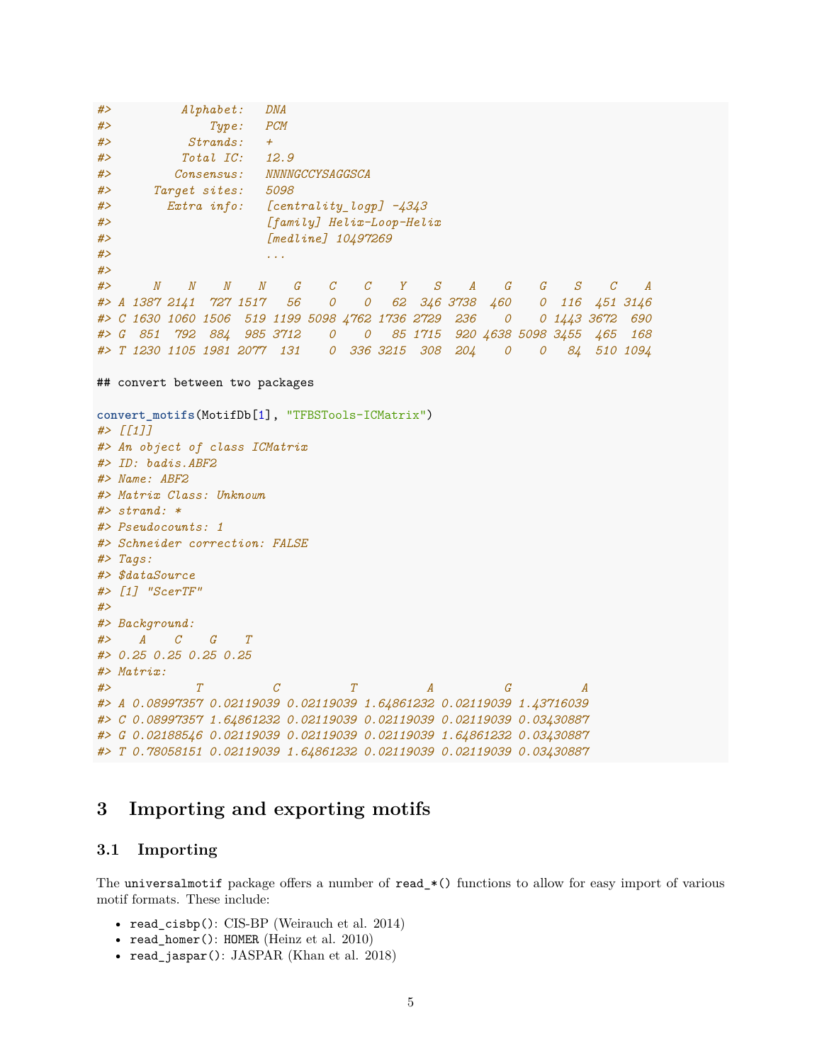```
#>          Alphabet:   DNA
#>              Type:   PCM
#>           Strands:   +
#>          Total IC:   12.9
#>         Consensus:   NNNNGCCYSAGGSCA
#>      Target sites:   5098
#>        Extra info:   [centrality_logp] -4343
#>                      [family] Helix-Loop-Helix
#>                      [medline] 10497269
#>                      ...
#>
#>      N    N    N    N    G    C    C    Y    S    A    G    G    S    C    A
#> A 1387 2141  727 1517   56    0    0   62  346 3738  460    0  116  451 3146
#> C 1630 1060 1506  519 1199 5098 4762 1736 2729  236    0    0 1443 3672  690
#> G  851  792  884  985 3712    0    0   85 1715  920 4638 5098 3455  465  168
#> T 1230 1105 1981 2077  131    0  336 3215  308  204    0    0   84  510 1094

## convert between two packages

convert_motifs(MotifDb[1], "TFBSTools-ICMatrix")
#> [[1]]
#> An object of class ICMatrix
#> ID: badis.ABF2
#> Name: ABF2
#> Matrix Class: Unknown
#> strand: *
#> Pseudocounts: 1
#> Schneider correction: FALSE
#> Tags:
#> $dataSource
#> [1] "ScerTF"
#>
#> Background:
#>    A    C    G    T
#> 0.25 0.25 0.25 0.25
#> Matrix:
#>            T          C          T          A          G          A
#> A 0.08997357 0.02119039 0.02119039 1.64861232 0.02119039 1.43716039
#> C 0.08997357 1.64861232 0.02119039 0.02119039 0.02119039 0.03430887
#> G 0.02188546 0.02119039 0.02119039 0.02119039 1.64861232 0.03430887
#> T 0.78058151 0.02119039 1.64861232 0.02119039 0.02119039 0.03430887
```

# 3 Importing and exporting motifs

## 3.1 Importing

The `universalmotif` package offers a number of `read_*()` functions to allow for easy import of various motif formats. These include:

- `read_cisbp()`: CIS-BP (Weirauch et al. 2014)
- `read_homer()`: HOMER (Heinz et al. 2010)
- `read_jaspar()`: JASPAR (Khan et al. 2018)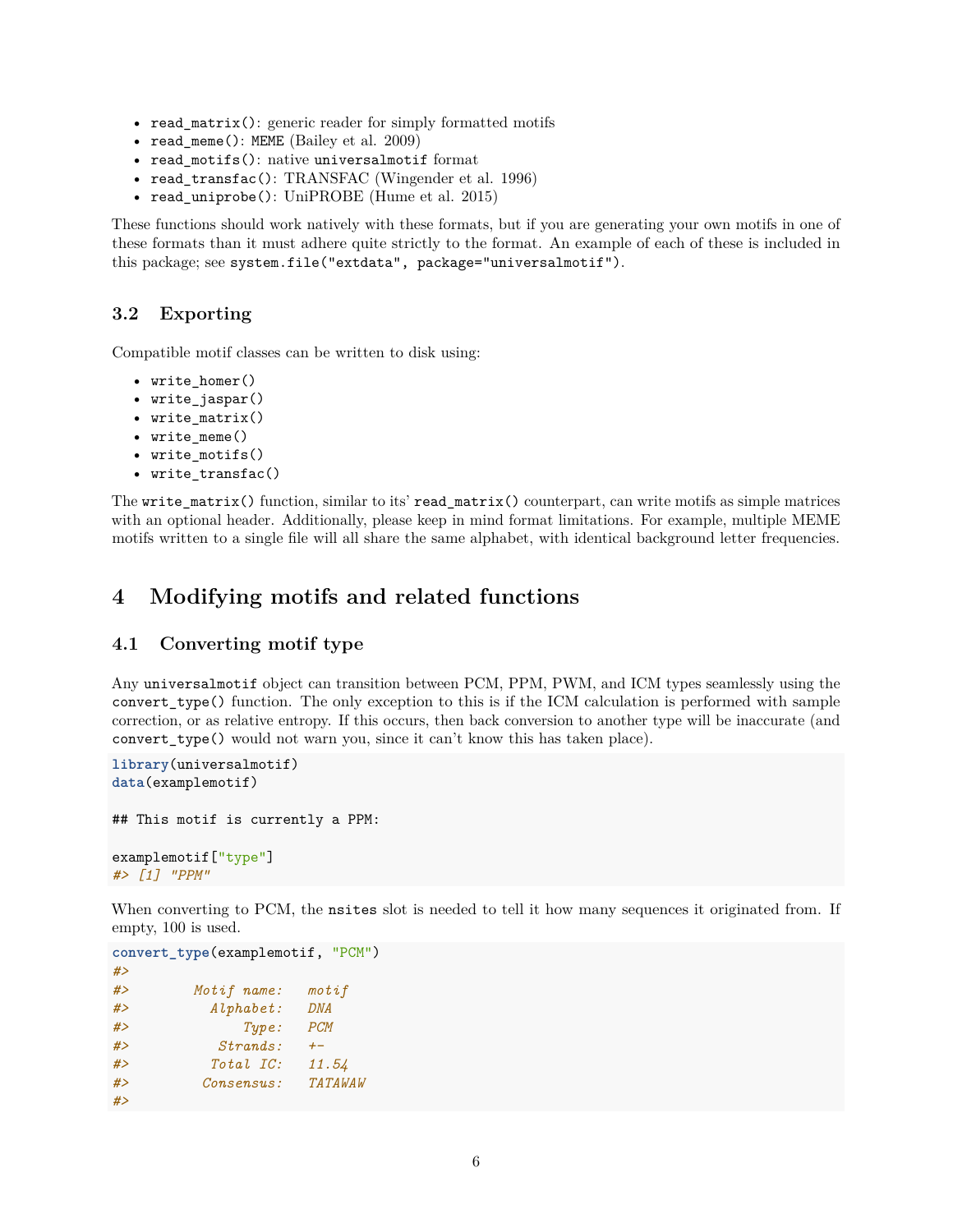- `read_matrix()`: generic reader for simply formatted motifs
- `read_meme()`: MEME (Bailey et al. 2009)
- `read_motifs()`: native `universalmotif` format
- `read_transfac()`: TRANSFAC (Wingender et al. 1996)
- `read_uniprobe()`: UniPROBE (Hume et al. 2015)

These functions should work natively with these formats, but if you are generating your own motifs in one of these formats than it must adhere quite strictly to the format. An example of each of these is included in this package; see `system.file("extdata", package="universalmotif")`.

### 3.2 Exporting

Compatible motif classes can be written to disk using:

- `write_homer()`
- `write_jaspar()`
- `write_matrix()`
- `write_meme()`
- `write_motifs()`
- `write_transfac()`

The `write_matrix()` function, similar to its' `read_matrix()` counterpart, can write motifs as simple matrices with an optional header. Additionally, please keep in mind format limitations. For example, multiple MEME motifs written to a single file will all share the same alphabet, with identical background letter frequencies.

## 4 Modifying motifs and related functions

### 4.1 Converting motif type

Any `universalmotif` object can transition between PCM, PPM, PWM, and ICM types seamlessly using the `convert_type()` function. The only exception to this is if the ICM calculation is performed with sample correction, or as relative entropy. If this occurs, then back conversion to another type will be inaccurate (and `convert_type()` would not warn you, since it can't know this has taken place).

```
library(universalmotif)
data(examplemotif)

## This motif is currently a PPM:

examplemotif["type"]
#> [1] "PPM"
```

When converting to PCM, the `nsites` slot is needed to tell it how many sequences it originated from. If empty, 100 is used.

```
convert_type(examplemotif, "PCM")
#>
#>        Motif name:   motif
#>          Alphabet:   DNA
#>              Type:   PCM
#>           Strands:   +-
#>          Total IC:   11.54
#>         Consensus:   TATAWAW
#>
```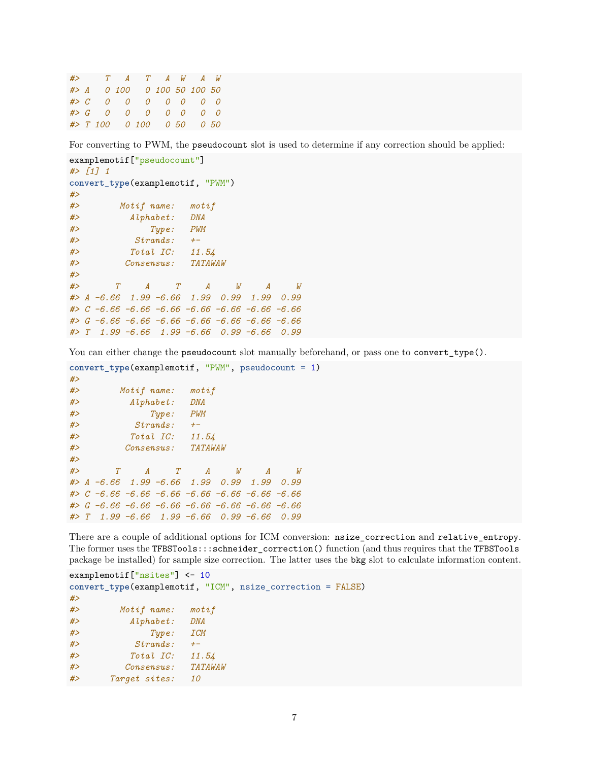```
#>     T   A   T   A  W   A  W
#> A   0 100   0 100 50 100 50
#> C   0   0   0   0  0   0  0
#> G   0   0   0   0  0   0  0
#> T 100   0 100   0 50   0 50
```

For converting to PWM, the pseudocount slot is used to determine if any correction should be applied:

```
examplemotif["pseudocount"]
#> [1] 1
convert_type(examplemotif, "PWM")
#> 
#>        Motif name:   motif
#>          Alphabet:   DNA
#>              Type:   PWM
#>           Strands:   +-
#>          Total IC:   11.54
#>         Consensus:   TATAWAW
#> 
#>       T     A     T     A     W     A     W
#> A -6.66  1.99 -6.66  1.99  0.99  1.99  0.99
#> C -6.66 -6.66 -6.66 -6.66 -6.66 -6.66 -6.66
#> G -6.66 -6.66 -6.66 -6.66 -6.66 -6.66 -6.66
#> T  1.99 -6.66  1.99 -6.66  0.99 -6.66  0.99
```

You can either change the pseudocount slot manually beforehand, or pass one to convert_type().

```
convert_type(examplemotif, "PWM", pseudocount = 1)
#> 
#>        Motif name:   motif
#>          Alphabet:   DNA
#>              Type:   PWM
#>           Strands:   +-
#>          Total IC:   11.54
#>         Consensus:   TATAWAW
#> 
#>       T     A     T     A     W     A     W
#> A -6.66  1.99 -6.66  1.99  0.99  1.99  0.99
#> C -6.66 -6.66 -6.66 -6.66 -6.66 -6.66 -6.66
#> G -6.66 -6.66 -6.66 -6.66 -6.66 -6.66 -6.66
#> T  1.99 -6.66  1.99 -6.66  0.99 -6.66  0.99
```

There are a couple of additional options for ICM conversion: nsize_correction and relative_entropy. The former uses the TFBSTools:::schneider_correction() function (and thus requires that the TFBSTools package be installed) for sample size correction. The latter uses the bkg slot to calculate information content.

```
examplemotif["nsites"] <- 10
convert_type(examplemotif, "ICM", nsize_correction = FALSE)
#> 
#>        Motif name:   motif
#>          Alphabet:   DNA
#>              Type:   ICM
#>           Strands:   +-
#>          Total IC:   11.54
#>         Consensus:   TATAWAW
#>      Target sites:   10
```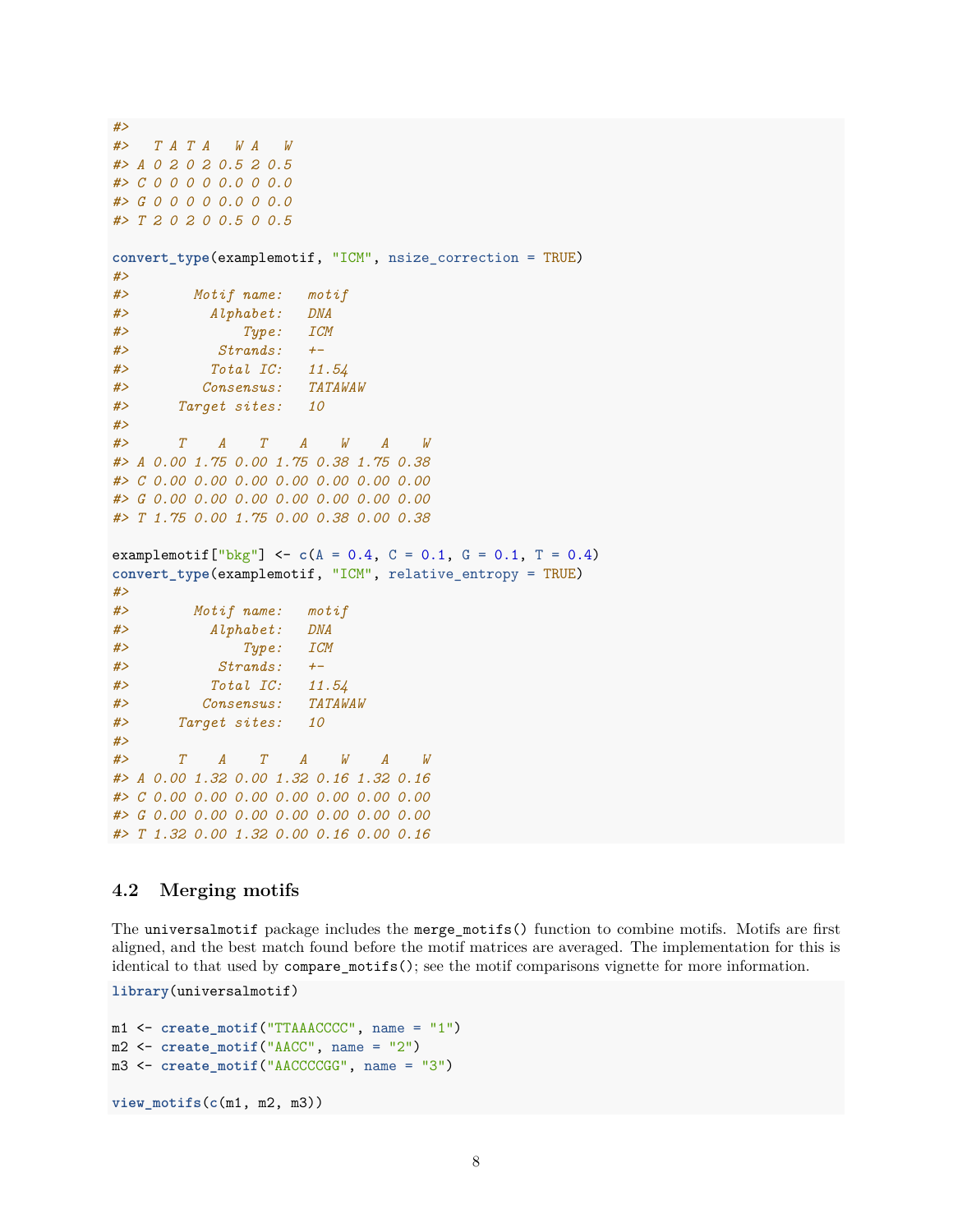```
#>
#>   T A T A   W A   W
#> A 0 2 0 2 0.5 2 0.5
#> C 0 0 0 0 0.0 0 0.0
#> G 0 0 0 0 0.0 0 0.0
#> T 2 0 2 0 0.5 0 0.5

convert_type(examplemotif, "ICM", nsize_correction = TRUE)
#>
#>        Motif name:   motif
#>          Alphabet:   DNA
#>              Type:   ICM
#>           Strands:   +-
#>          Total IC:   11.54
#>         Consensus:   TATAWAW
#>      Target sites:   10
#>
#>      T    A    T    A    W    A    W
#> A 0.00 1.75 0.00 1.75 0.38 1.75 0.38
#> C 0.00 0.00 0.00 0.00 0.00 0.00 0.00
#> G 0.00 0.00 0.00 0.00 0.00 0.00 0.00
#> T 1.75 0.00 1.75 0.00 0.38 0.00 0.38

examplemotif["bkg"] <- c(A = 0.4, C = 0.1, G = 0.1, T = 0.4)
convert_type(examplemotif, "ICM", relative_entropy = TRUE)
#>
#>        Motif name:   motif
#>          Alphabet:   DNA
#>              Type:   ICM
#>           Strands:   +-
#>          Total IC:   11.54
#>         Consensus:   TATAWAW
#>      Target sites:   10
#>
#>      T    A    T    A    W    A    W
#> A 0.00 1.32 0.00 1.32 0.16 1.32 0.16
#> C 0.00 0.00 0.00 0.00 0.00 0.00 0.00
#> G 0.00 0.00 0.00 0.00 0.00 0.00 0.00
#> T 1.32 0.00 1.32 0.00 0.16 0.00 0.16
```

### 4.2 Merging motifs

The universalmotif package includes the merge_motifs() function to combine motifs. Motifs are first aligned, and the best match found before the motif matrices are averaged. The implementation for this is identical to that used by compare_motifs(); see the motif comparisons vignette for more information.

```
library(universalmotif)

m1 <- create_motif("TTAAACCCC", name = "1")
m2 <- create_motif("AACC", name = "2")
m3 <- create_motif("AACCCCGG", name = "3")

view_motifs(c(m1, m2, m3))
```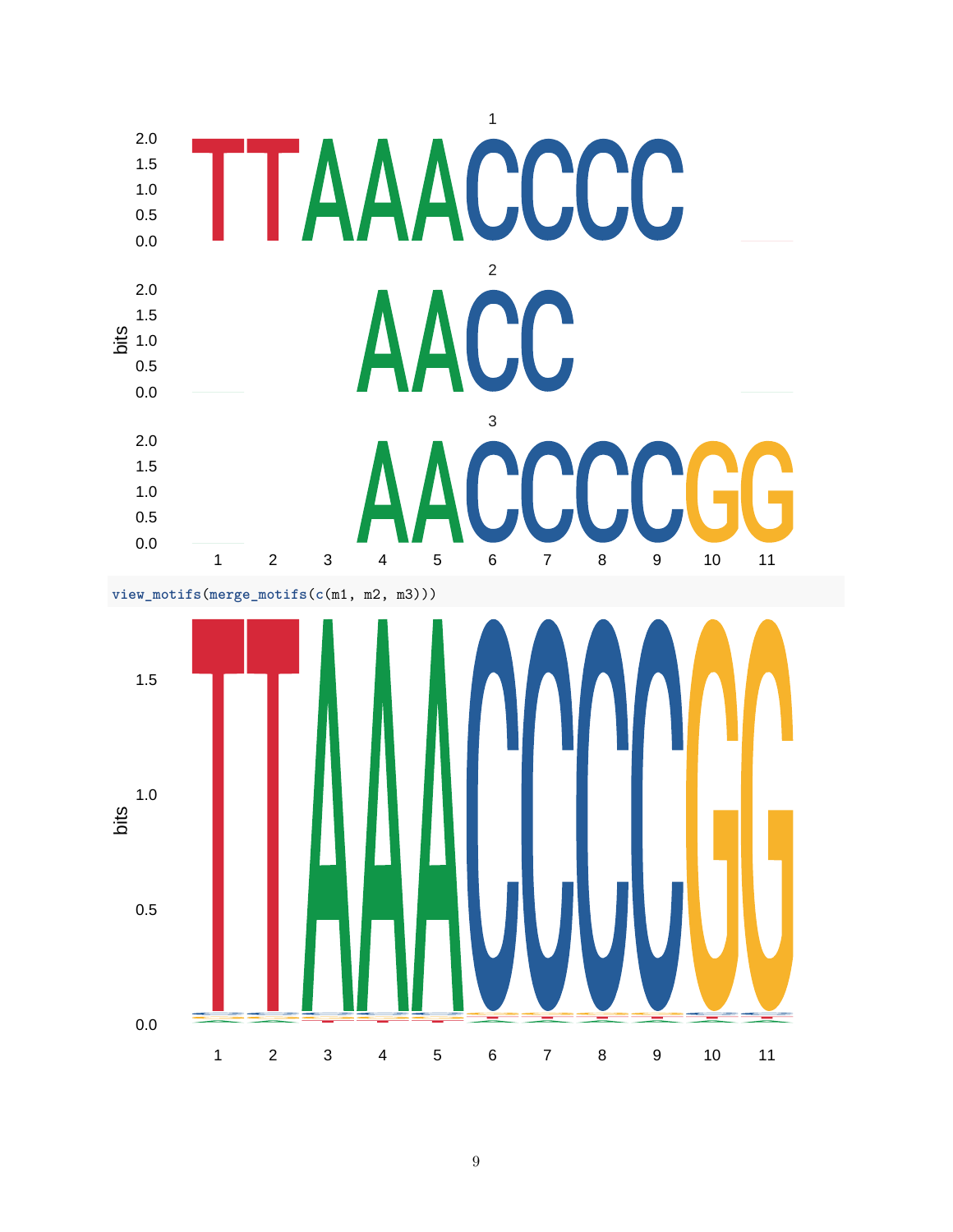```
view_motifs(merge_motifs(c(m1, m2, m3)))
```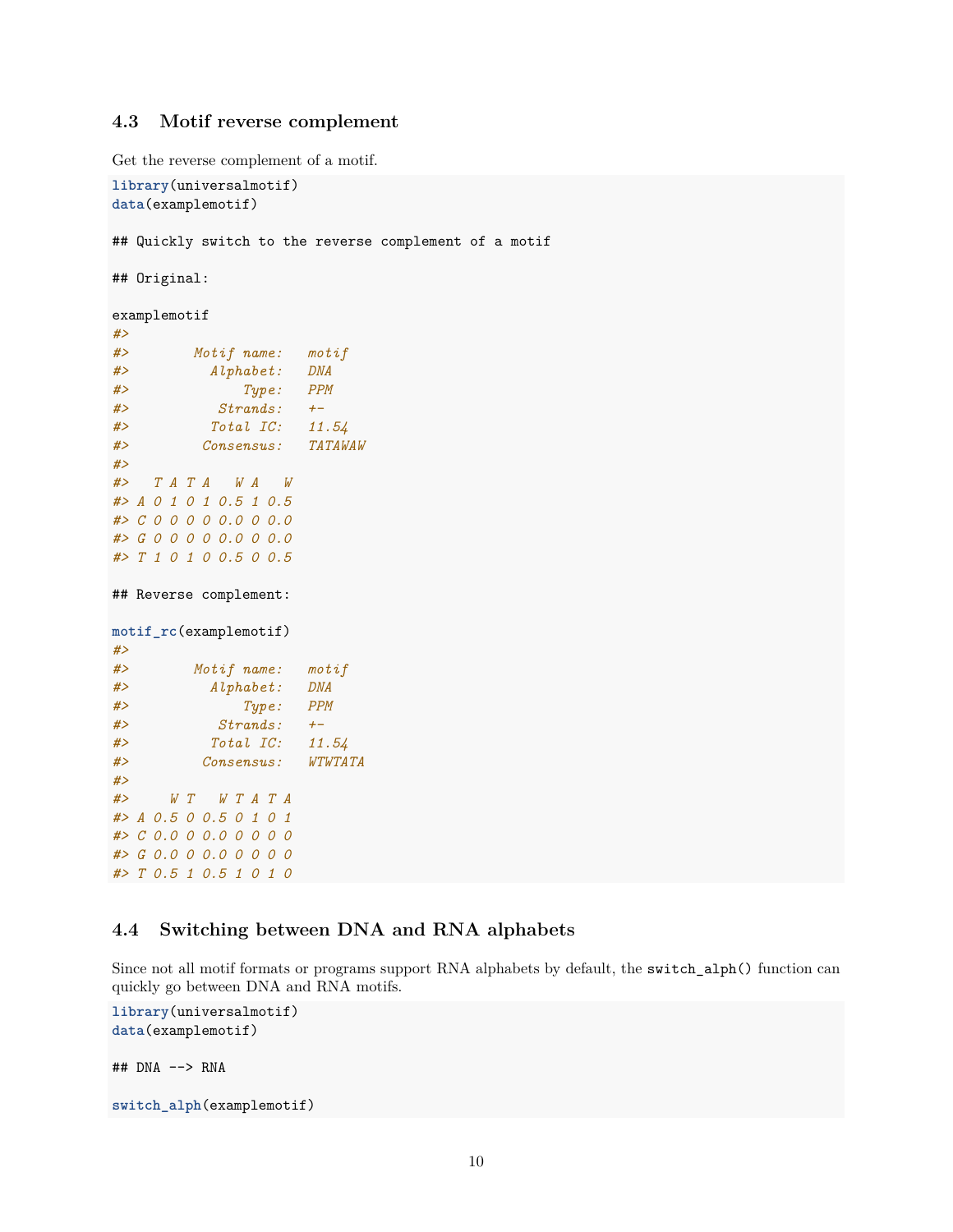### 4.3 Motif reverse complement

Get the reverse complement of a motif.

```
library(universalmotif)
data(examplemotif)

## Quickly switch to the reverse complement of a motif

## Original:

examplemotif
#> 
#>        Motif name:   motif
#>          Alphabet:   DNA
#>              Type:   PPM
#>           Strands:   +-
#>          Total IC:   11.54
#>         Consensus:   TATAWAW
#> 
#>   T A T A   W A   W
#> A 0 1 0 1 0.5 1 0.5
#> C 0 0 0 0 0.0 0 0.0
#> G 0 0 0 0 0.0 0 0.0
#> T 1 0 1 0 0.5 0 0.5

## Reverse complement:

motif_rc(examplemotif)
#> 
#>        Motif name:   motif
#>          Alphabet:   DNA
#>              Type:   PPM
#>           Strands:   +-
#>          Total IC:   11.54
#>         Consensus:   WTWTATA
#> 
#>     W T   W T A T A
#> A 0.5 0 0.5 0 1 0 1
#> C 0.0 0 0.0 0 0 0 0
#> G 0.0 0 0.0 0 0 0 0
#> T 0.5 1 0.5 1 0 1 0
```

### 4.4 Switching between DNA and RNA alphabets

Since not all motif formats or programs support RNA alphabets by default, the `switch_alph()` function can quickly go between DNA and RNA motifs.

```
library(universalmotif)
data(examplemotif)

## DNA --> RNA

switch_alph(examplemotif)
```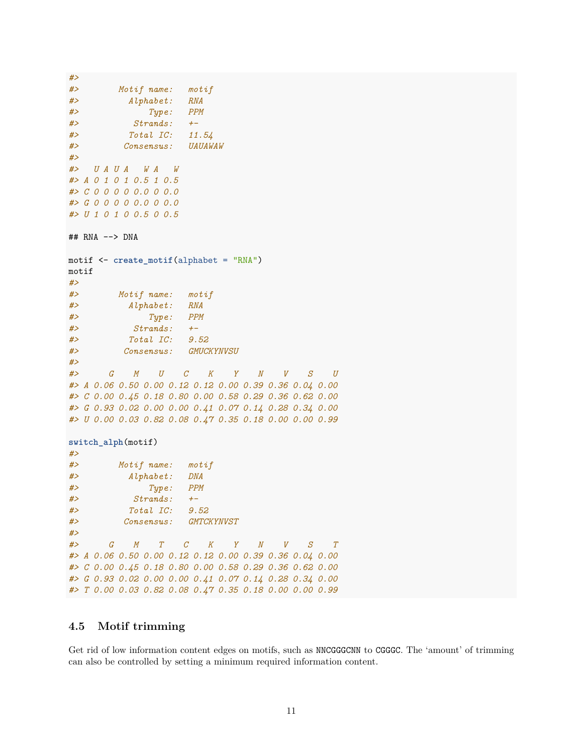```
#>
#>        Motif name:   motif
#>          Alphabet:   RNA
#>              Type:   PPM
#>           Strands:   +-
#>          Total IC:   11.54
#>         Consensus:   UAUAWAW
#>
#>   U A U A   W A   W
#> A 0 1 0 1 0.5 1 0.5
#> C 0 0 0 0 0.0 0 0.0
#> G 0 0 0 0 0.0 0 0.0
#> U 1 0 1 0 0.5 0 0.5

## RNA --> DNA

motif <- create_motif(alphabet = "RNA")
motif
#>
#>        Motif name:   motif
#>          Alphabet:   RNA
#>              Type:   PPM
#>           Strands:   +-
#>          Total IC:   9.52
#>         Consensus:   GMUCKYNVSU
#>
#>      G    M    U    C    K    Y    N    V    S    U
#> A 0.06 0.50 0.00 0.12 0.12 0.00 0.39 0.36 0.04 0.00
#> C 0.00 0.45 0.18 0.80 0.00 0.58 0.29 0.36 0.62 0.00
#> G 0.93 0.02 0.00 0.00 0.41 0.07 0.14 0.28 0.34 0.00
#> U 0.00 0.03 0.82 0.08 0.47 0.35 0.18 0.00 0.00 0.99

switch_alph(motif)
#>
#>        Motif name:   motif
#>          Alphabet:   DNA
#>              Type:   PPM
#>           Strands:   +-
#>          Total IC:   9.52
#>         Consensus:   GMTCKYNVST
#>
#>      G    M    T    C    K    Y    N    V    S    T
#> A 0.06 0.50 0.00 0.12 0.12 0.00 0.39 0.36 0.04 0.00
#> C 0.00 0.45 0.18 0.80 0.00 0.58 0.29 0.36 0.62 0.00
#> G 0.93 0.02 0.00 0.00 0.41 0.07 0.14 0.28 0.34 0.00
#> T 0.00 0.03 0.82 0.08 0.47 0.35 0.18 0.00 0.00 0.99
```

### 4.5 Motif trimming

Get rid of low information content edges on motifs, such as `NNCGGGCNN` to `CGGGC`. The 'amount' of trimming can also be controlled by setting a minimum required information content.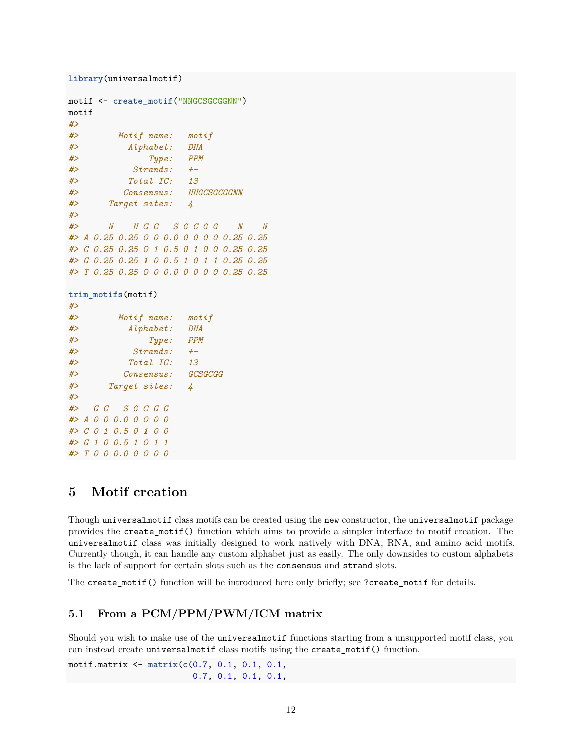```r
library(universalmotif)

motif <- create_motif("NNGCSGCGGNN")
motif
#>
#>        Motif name:   motif
#>          Alphabet:   DNA
#>              Type:   PPM
#>           Strands:   +-
#>          Total IC:   13
#>         Consensus:   NNGCSGCGGNN
#>      Target sites:   4
#>
#>      N    N G C   S G C G G    N    N
#> A 0.25 0.25 0 0 0.0 0 0 0 0 0.25 0.25
#> C 0.25 0.25 0 1 0.5 0 1 0 0 0.25 0.25
#> G 0.25 0.25 1 0 0.5 1 0 1 1 0.25 0.25
#> T 0.25 0.25 0 0 0.0 0 0 0 0 0.25 0.25

trim_motifs(motif)
#>
#>        Motif name:   motif
#>          Alphabet:   DNA
#>              Type:   PPM
#>           Strands:   +-
#>          Total IC:   13
#>         Consensus:   GCSGCGG
#>      Target sites:   4
#>
#>   G C   S G C G G
#> A 0 0 0.0 0 0 0 0
#> C 0 1 0.5 0 1 0 0
#> G 1 0 0.5 1 0 1 1
#> T 0 0 0.0 0 0 0 0
```

# 5 Motif creation

Though `universalmotif` class motifs can be created using the `new` constructor, the `universalmotif` package provides the `create_motif()` function which aims to provide a simpler interface to motif creation. The `universalmotif` class was initially designed to work natively with DNA, RNA, and amino acid motifs. Currently though, it can handle any custom alphabet just as easily. The only downsides to custom alphabets is the lack of support for certain slots such as the `consensus` and `strand` slots.

The `create_motif()` function will be introduced here only briefly; see `?create_motif` for details.

## 5.1 From a PCM/PPM/PWM/ICM matrix

Should you wish to make use of the `universalmotif` functions starting from a unsupported motif class, you can instead create `universalmotif` class motifs using the `create_motif()` function.

```r
motif.matrix <- matrix(c(0.7, 0.1, 0.1, 0.1,
                         0.7, 0.1, 0.1, 0.1,
```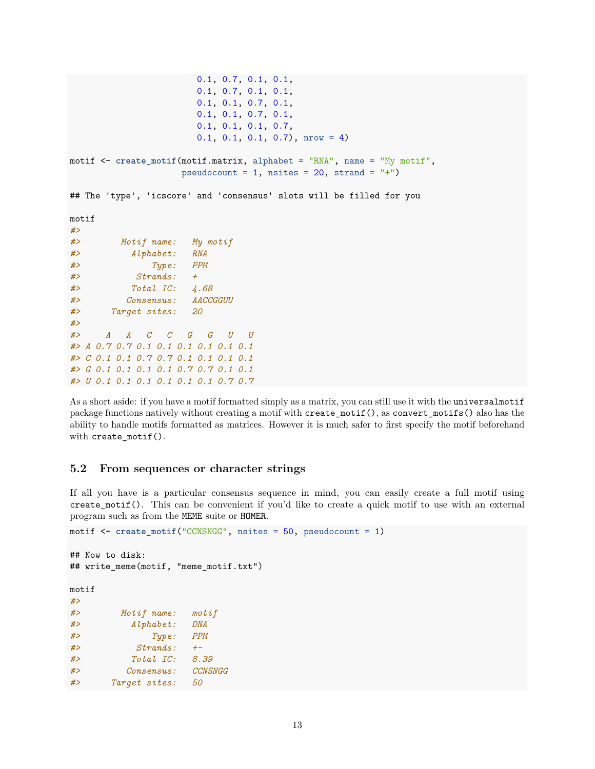```
                        0.1, 0.7, 0.1, 0.1,
                        0.1, 0.7, 0.1, 0.1,
                        0.1, 0.1, 0.7, 0.1,
                        0.1, 0.1, 0.7, 0.1,
                        0.1, 0.1, 0.1, 0.7,
                        0.1, 0.1, 0.1, 0.7), nrow = 4)

motif <- create_motif(motif.matrix, alphabet = "RNA", name = "My motif",
                      pseudocount = 1, nsites = 20, strand = "+")

## The 'type', 'icscore' and 'consensus' slots will be filled for you

motif
#>
#>        Motif name:   My motif
#>          Alphabet:   RNA
#>              Type:   PPM
#>           Strands:   +
#>          Total IC:   4.68
#>         Consensus:   AACCGGUU
#>      Target sites:   20
#>
#>     A   A   C   C   G   G   U   U
#> A 0.7 0.7 0.1 0.1 0.1 0.1 0.1 0.1
#> C 0.1 0.1 0.7 0.7 0.1 0.1 0.1 0.1
#> G 0.1 0.1 0.1 0.1 0.7 0.7 0.1 0.1
#> U 0.1 0.1 0.1 0.1 0.1 0.1 0.7 0.7
```

As a short aside: if you have a motif formatted simply as a matrix, you can still use it with the `universalmotif` package functions natively without creating a motif with `create_motif()`, as `convert_motifs()` also has the ability to handle motifs formatted as matrices. However it is much safer to first specify the motif beforehand with `create_motif()`.

## 5.2 From sequences or character strings

If all you have is a particular consensus sequence in mind, you can easily create a full motif using `create_motif()`. This can be convenient if you'd like to create a quick motif to use with an external program such as from the `MEME` suite or `HOMER`.

```
motif <- create_motif("CCNSNGG", nsites = 50, pseudocount = 1)

## Now to disk:
## write_meme(motif, "meme_motif.txt")

motif
#>
#>        Motif name:   motif
#>          Alphabet:   DNA
#>              Type:   PPM
#>           Strands:   +-
#>          Total IC:   8.39
#>         Consensus:   CCNSNGG
#>      Target sites:   50
```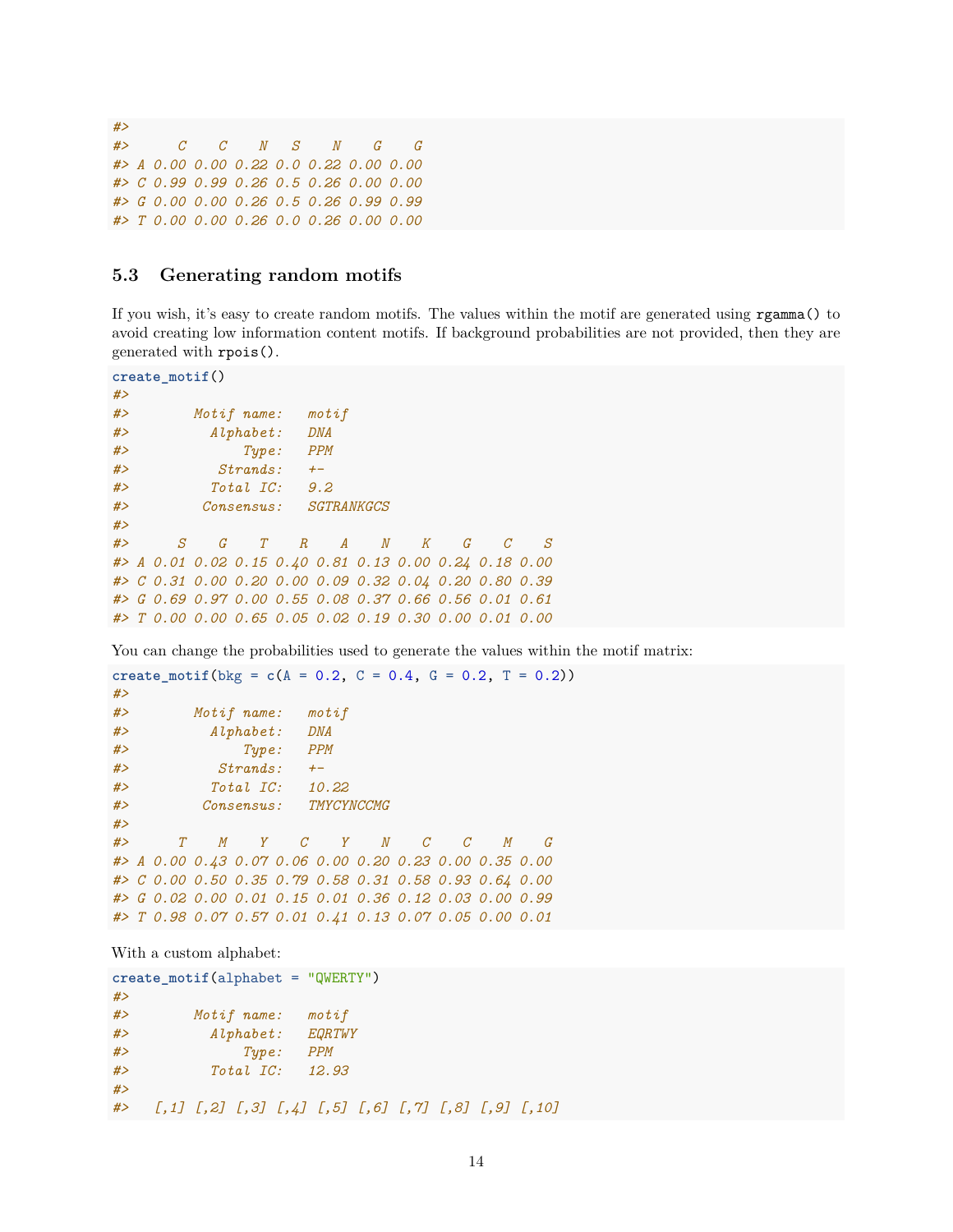```
#>
#>      C    C    N   S    N    G    G
#> A 0.00 0.00 0.22 0.0 0.22 0.00 0.00
#> C 0.99 0.99 0.26 0.5 0.26 0.00 0.00
#> G 0.00 0.00 0.26 0.5 0.26 0.99 0.99
#> T 0.00 0.00 0.26 0.0 0.26 0.00 0.00
```

### 5.3 Generating random motifs

If you wish, it's easy to create random motifs. The values within the motif are generated using `rgamma()` to avoid creating low information content motifs. If background probabilities are not provided, then they are generated with `rpois()`.

```
create_motif()
#>
#>       Motif name:   motif
#>         Alphabet:   DNA
#>             Type:   PPM
#>          Strands:   +-
#>         Total IC:   9.2
#>        Consensus:   SGTRANKGCS
#>
#>      S    G    T    R    A    N    K    G    C    S
#> A 0.01 0.02 0.15 0.40 0.81 0.13 0.00 0.24 0.18 0.00
#> C 0.31 0.00 0.20 0.00 0.09 0.32 0.04 0.20 0.80 0.39
#> G 0.69 0.97 0.00 0.55 0.08 0.37 0.66 0.56 0.01 0.61
#> T 0.00 0.00 0.65 0.05 0.02 0.19 0.30 0.00 0.01 0.00
```

You can change the probabilities used to generate the values within the motif matrix:

```
create_motif(bkg = c(A = 0.2, C = 0.4, G = 0.2, T = 0.2))
#>
#>       Motif name:   motif
#>         Alphabet:   DNA
#>             Type:   PPM
#>          Strands:   +-
#>         Total IC:   10.22
#>        Consensus:   TMYCYNCCMG
#>
#>      T    M    Y    C    Y    N    C    C    M    G
#> A 0.00 0.43 0.07 0.06 0.00 0.20 0.23 0.00 0.35 0.00
#> C 0.00 0.50 0.35 0.79 0.58 0.31 0.58 0.93 0.64 0.00
#> G 0.02 0.00 0.01 0.15 0.01 0.36 0.12 0.03 0.00 0.99
#> T 0.98 0.07 0.57 0.01 0.41 0.13 0.07 0.05 0.00 0.01
```

With a custom alphabet:

```
create_motif(alphabet = "QWERTY")
#>
#>       Motif name:   motif
#>         Alphabet:   EQRTWY
#>             Type:   PPM
#>         Total IC:   12.93
#>
#>   [,1] [,2] [,3] [,4] [,5] [,6] [,7] [,8] [,9] [,10]
```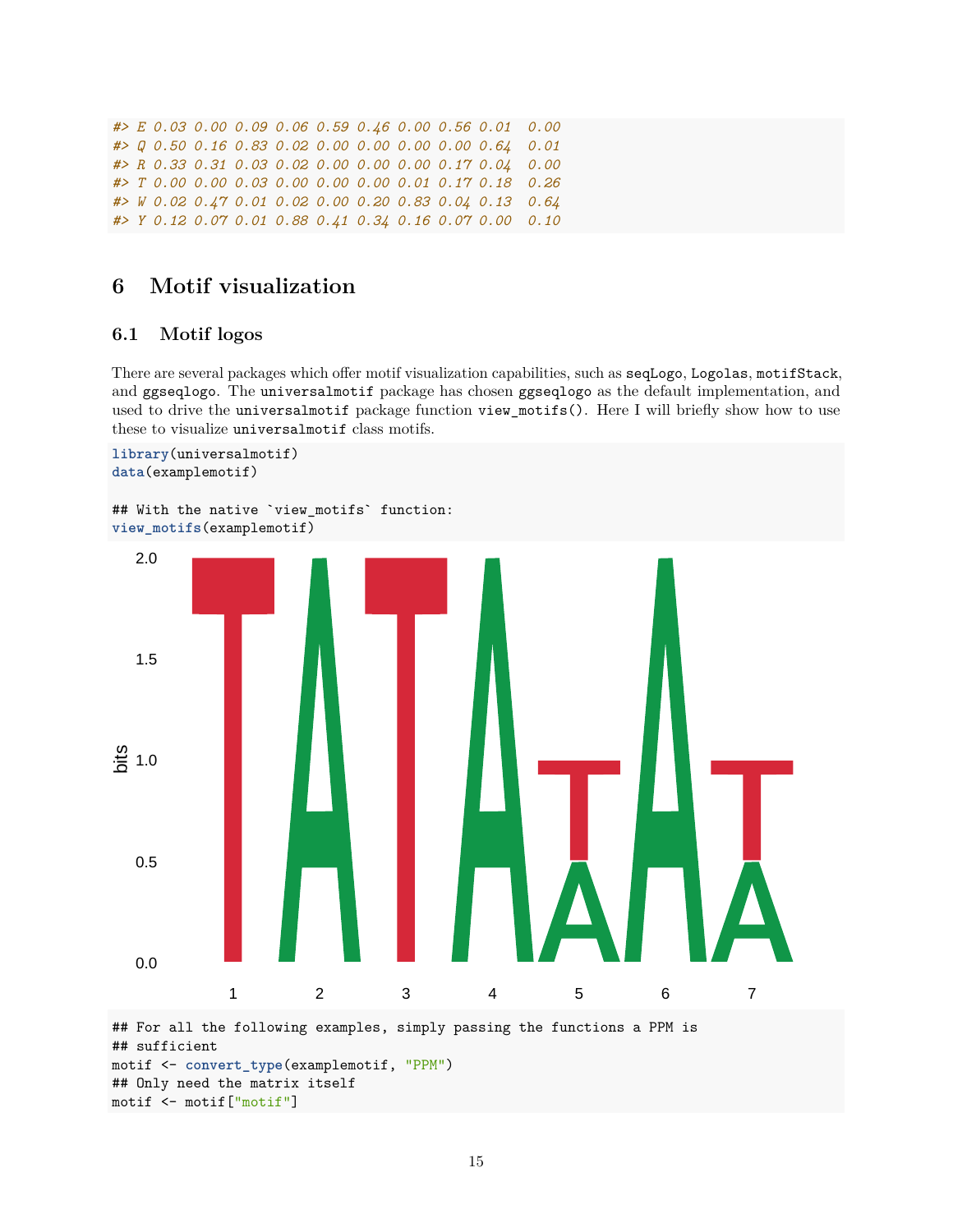```
#> E 0.03 0.00 0.09 0.06 0.59 0.46 0.00 0.56 0.01  0.00
#> Q 0.50 0.16 0.83 0.02 0.00 0.00 0.00 0.00 0.64  0.01
#> R 0.33 0.31 0.03 0.02 0.00 0.00 0.00 0.17 0.04  0.00
#> T 0.00 0.00 0.03 0.00 0.00 0.00 0.01 0.17 0.18  0.26
#> W 0.02 0.47 0.01 0.02 0.00 0.20 0.83 0.04 0.13  0.64
#> Y 0.12 0.07 0.01 0.88 0.41 0.34 0.16 0.07 0.00  0.10
```

# 6 Motif visualization

## 6.1 Motif logos

There are several packages which offer motif visualization capabilities, such as `seqLogo`, `Logolas`, `motifStack`, and `ggseqlogo`. The `universalmotif` package has chosen `ggseqlogo` as the default implementation, and used to drive the `universalmotif` package function `view_motifs()`. Here I will briefly show how to use these to visualize `universalmotif` class motifs.

```
library(universalmotif)
data(examplemotif)

## With the native `view_motifs` function:
view_motifs(examplemotif)
```

```
## For all the following examples, simply passing the functions a PPM is
## sufficient
motif <- convert_type(examplemotif, "PPM")
## Only need the matrix itself
motif <- motif["motif"]
```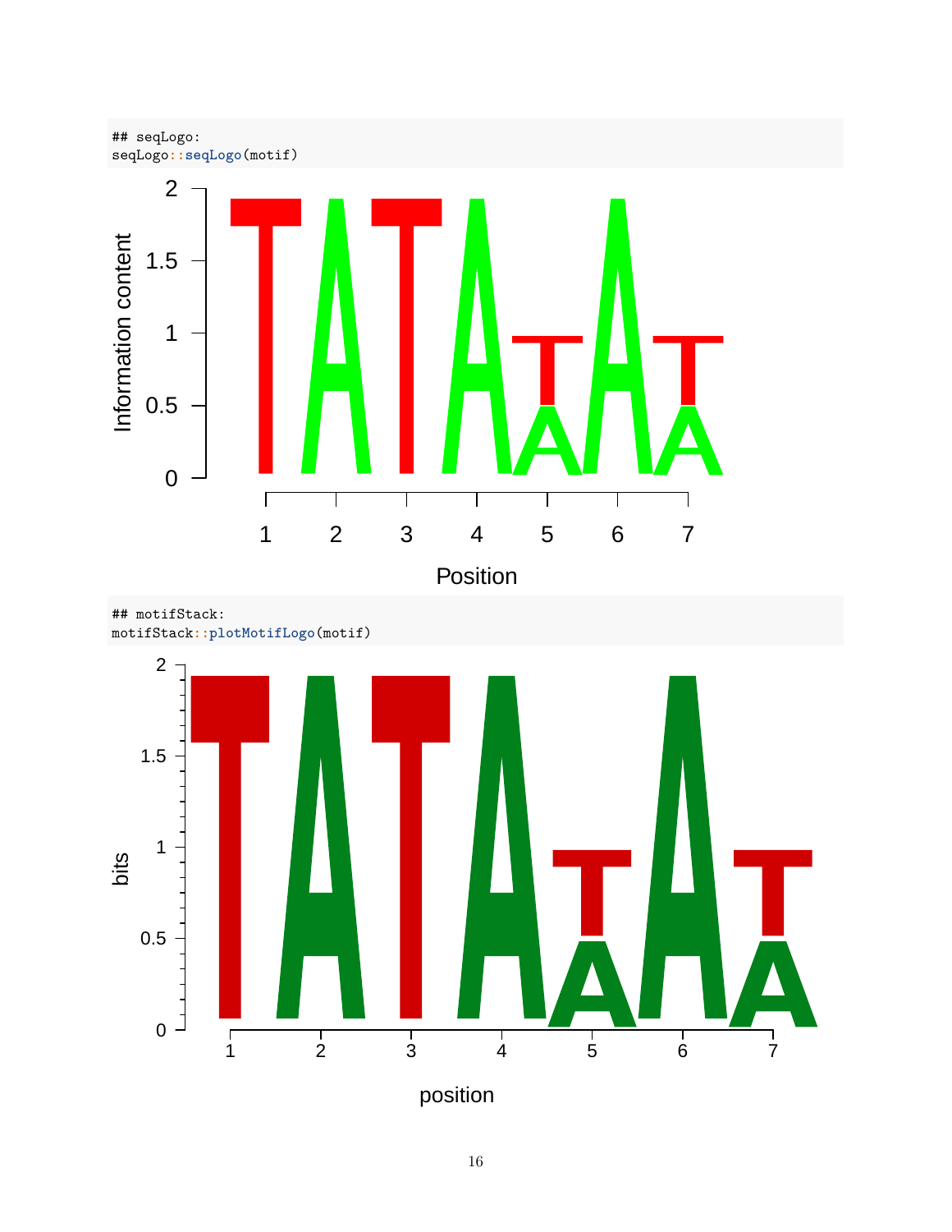```r
## seqLogo:
seqLogo::seqLogo(motif)
```

```r
## motifStack:
motifStack::plotMotifLogo(motif)
```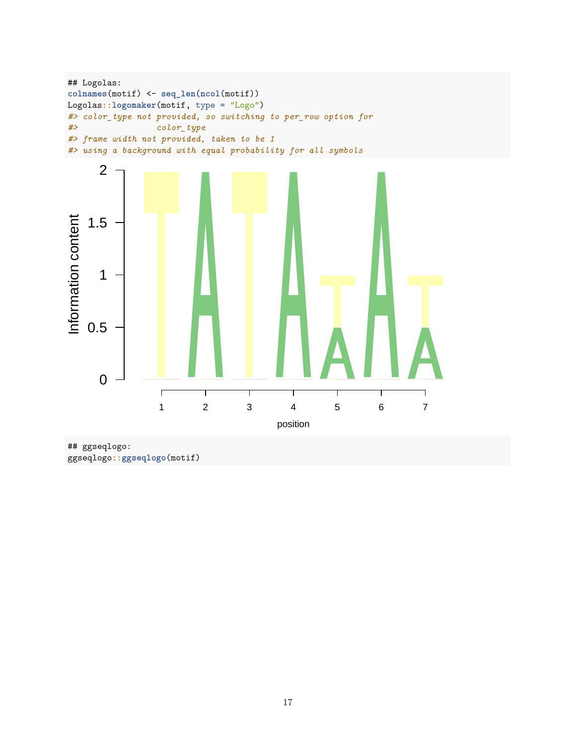```
## Logolas:
colnames(motif) <- seq_len(ncol(motif))
Logolas::logomaker(motif, type = "Logo")
#> color_type not provided, so switching to per_row option for
#>                 color_type
#> frame width not provided, taken to be 1
#> using a background with equal probability for all symbols
```

```
## ggseqlogo:
ggseqlogo::ggseqlogo(motif)
```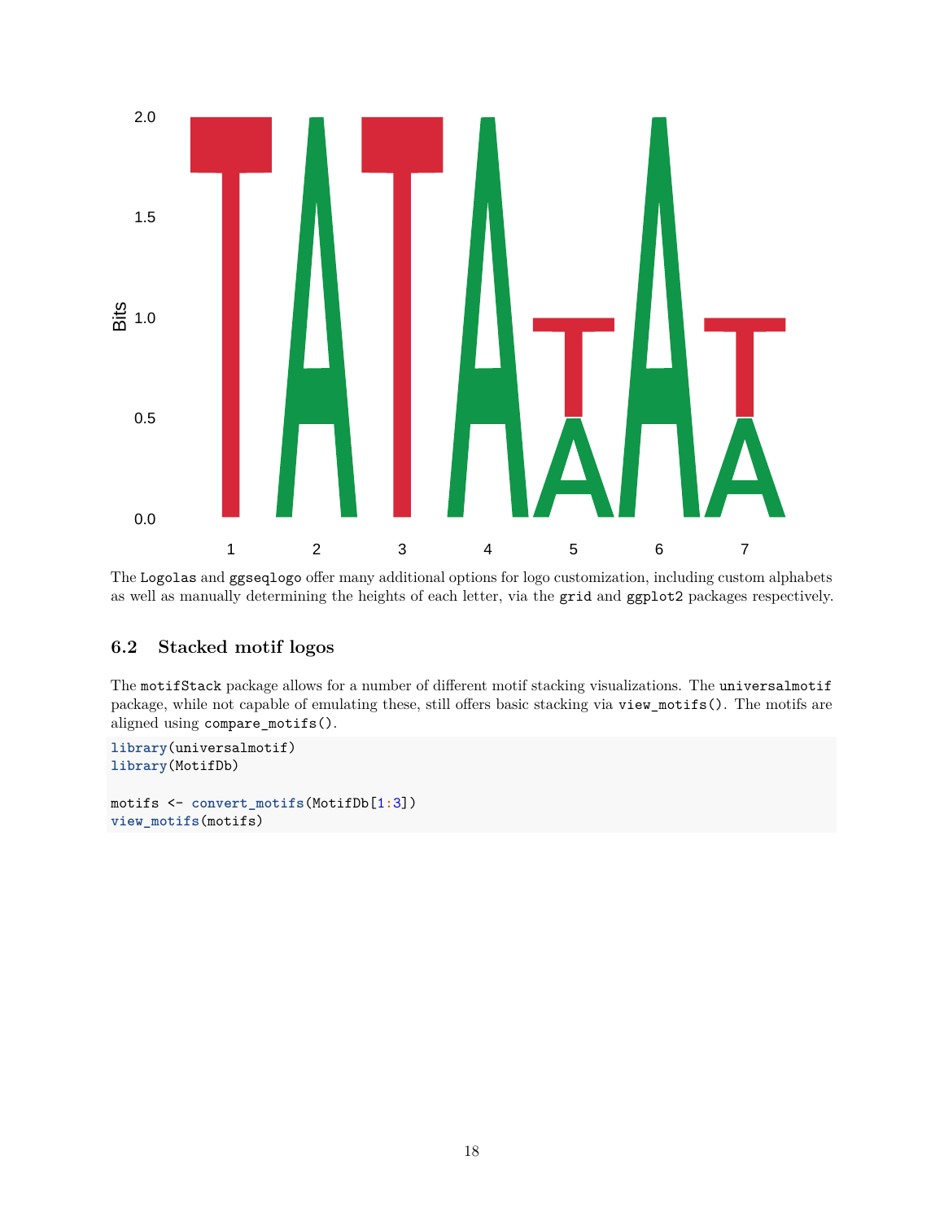The Logolas and ggseqlogo offer many additional options for logo customization, including custom alphabets as well as manually determining the heights of each letter, via the grid and ggplot2 packages respectively.

### 6.2 Stacked motif logos

The motifStack package allows for a number of different motif stacking visualizations. The universalmotif package, while not capable of emulating these, still offers basic stacking via view_motifs(). The motifs are aligned using compare_motifs().

```
library(universalmotif)
library(MotifDb)

motifs <- convert_motifs(MotifDb[1:3])
view_motifs(motifs)
```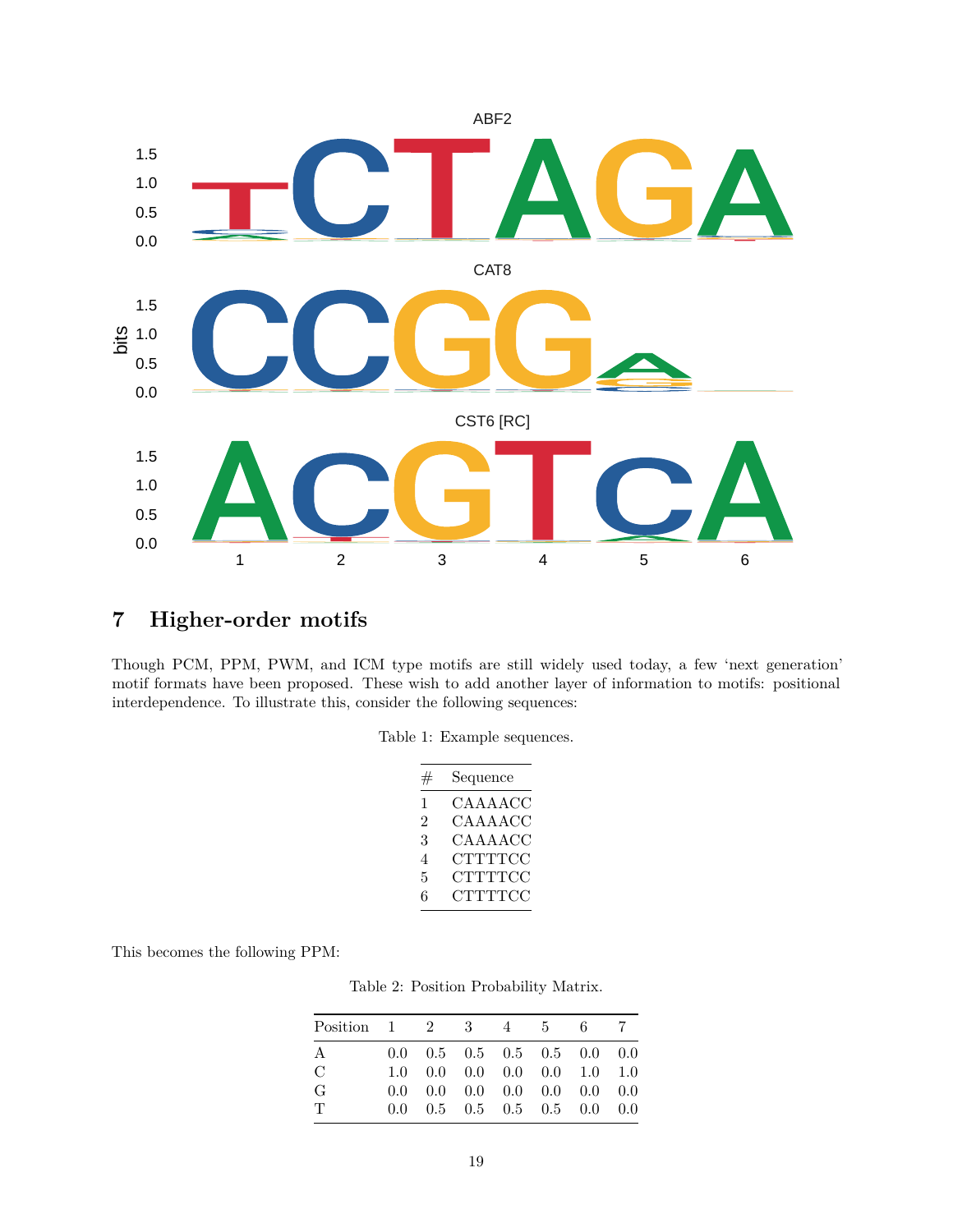## 7 Higher-order motifs

Though PCM, PPM, PWM, and ICM type motifs are still widely used today, a few 'next generation' motif formats have been proposed. These wish to add another layer of information to motifs: positional interdependence. To illustrate this, consider the following sequences:

Table 1: Example sequences.

| # | Sequence |
|---|---|
| 1 | CAAAACC |
| 2 | CAAAACC |
| 3 | CAAAACC |
| 4 | CTTTTCC |
| 5 | CTTTTCC |
| 6 | CTTTTCC |

This becomes the following PPM:

Table 2: Position Probability Matrix.

| Position | 1 | 2 | 3 | 4 | 5 | 6 | 7 |
|---|---|---|---|---|---|---|---|
| A | 0.0 | 0.5 | 0.5 | 0.5 | 0.5 | 0.0 | 0.0 |
| C | 1.0 | 0.0 | 0.0 | 0.0 | 0.0 | 1.0 | 1.0 |
| G | 0.0 | 0.0 | 0.0 | 0.0 | 0.0 | 0.0 | 0.0 |
| T | 0.0 | 0.5 | 0.5 | 0.5 | 0.5 | 0.0 | 0.0 |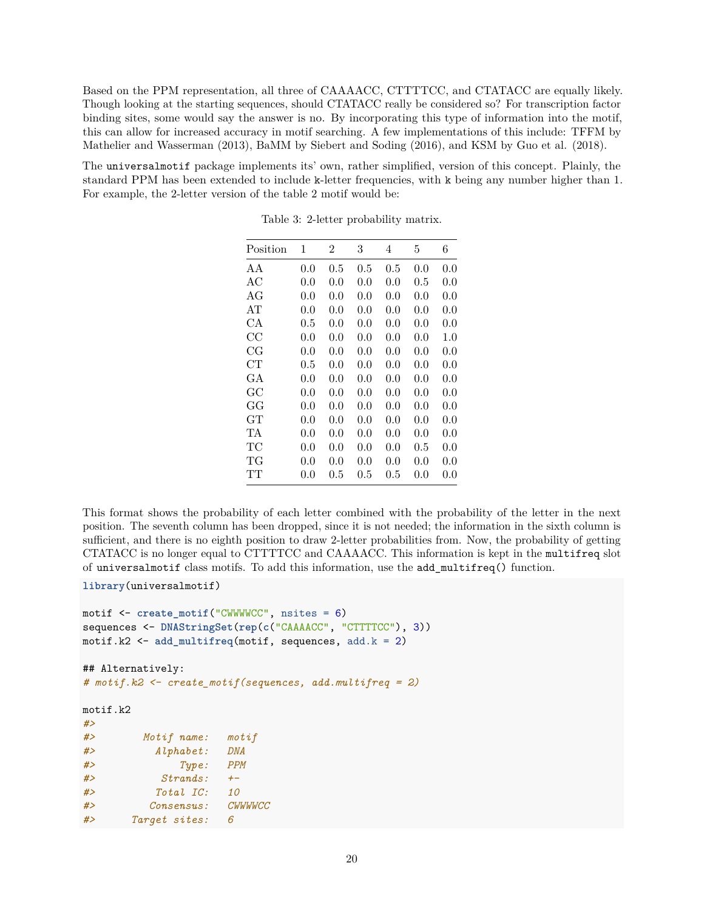Based on the PPM representation, all three of CAAAACC, CTTTTCC, and CTATACC are equally likely. Though looking at the starting sequences, should CTATACC really be considered so? For transcription factor binding sites, some would say the answer is no. By incorporating this type of information into the motif, this can allow for increased accuracy in motif searching. A few implementations of this include: TFFM by Mathelier and Wasserman (2013), BaMM by Siebert and Soding (2016), and KSM by Guo et al. (2018).

The `universalmotif` package implements its' own, rather simplified, version of this concept. Plainly, the standard PPM has been extended to include `k`-letter frequencies, with `k` being any number higher than 1. For example, the 2-letter version of the table 2 motif would be:

Table 3: 2-letter probability matrix.

| Position | 1 | 2 | 3 | 4 | 5 | 6 |
|---|---|---|---|---|---|---|
| AA | 0.0 | 0.5 | 0.5 | 0.5 | 0.0 | 0.0 |
| AC | 0.0 | 0.0 | 0.0 | 0.0 | 0.5 | 0.0 |
| AG | 0.0 | 0.0 | 0.0 | 0.0 | 0.0 | 0.0 |
| AT | 0.0 | 0.0 | 0.0 | 0.0 | 0.0 | 0.0 |
| CA | 0.5 | 0.0 | 0.0 | 0.0 | 0.0 | 0.0 |
| CC | 0.0 | 0.0 | 0.0 | 0.0 | 0.0 | 1.0 |
| CG | 0.0 | 0.0 | 0.0 | 0.0 | 0.0 | 0.0 |
| CT | 0.5 | 0.0 | 0.0 | 0.0 | 0.0 | 0.0 |
| GA | 0.0 | 0.0 | 0.0 | 0.0 | 0.0 | 0.0 |
| GC | 0.0 | 0.0 | 0.0 | 0.0 | 0.0 | 0.0 |
| GG | 0.0 | 0.0 | 0.0 | 0.0 | 0.0 | 0.0 |
| GT | 0.0 | 0.0 | 0.0 | 0.0 | 0.0 | 0.0 |
| TA | 0.0 | 0.0 | 0.0 | 0.0 | 0.0 | 0.0 |
| TC | 0.0 | 0.0 | 0.0 | 0.0 | 0.5 | 0.0 |
| TG | 0.0 | 0.0 | 0.0 | 0.0 | 0.0 | 0.0 |
| TT | 0.0 | 0.5 | 0.5 | 0.5 | 0.0 | 0.0 |

This format shows the probability of each letter combined with the probability of the letter in the next position. The seventh column has been dropped, since it is not needed; the information in the sixth column is sufficient, and there is no eighth position to draw 2-letter probabilities from. Now, the probability of getting CTATACC is no longer equal to CTTTTCC and CAAAACC. This information is kept in the `multifreq` slot of `universalmotif` class motifs. To add this information, use the `add_multifreq()` function.

```
library(universalmotif)

motif <- create_motif("CWWWWCC", nsites = 6)
sequences <- DNAStringSet(rep(c("CAAAACC", "CTTTTCC"), 3))
motif.k2 <- add_multifreq(motif, sequences, add.k = 2)

## Alternatively:
# motif.k2 <- create_motif(sequences, add.multifreq = 2)

motif.k2
#>
#>       Motif name:   motif
#>         Alphabet:   DNA
#>             Type:   PPM
#>          Strands:   +-
#>         Total IC:   10
#>        Consensus:   CWWWWCC
#>     Target sites:   6
```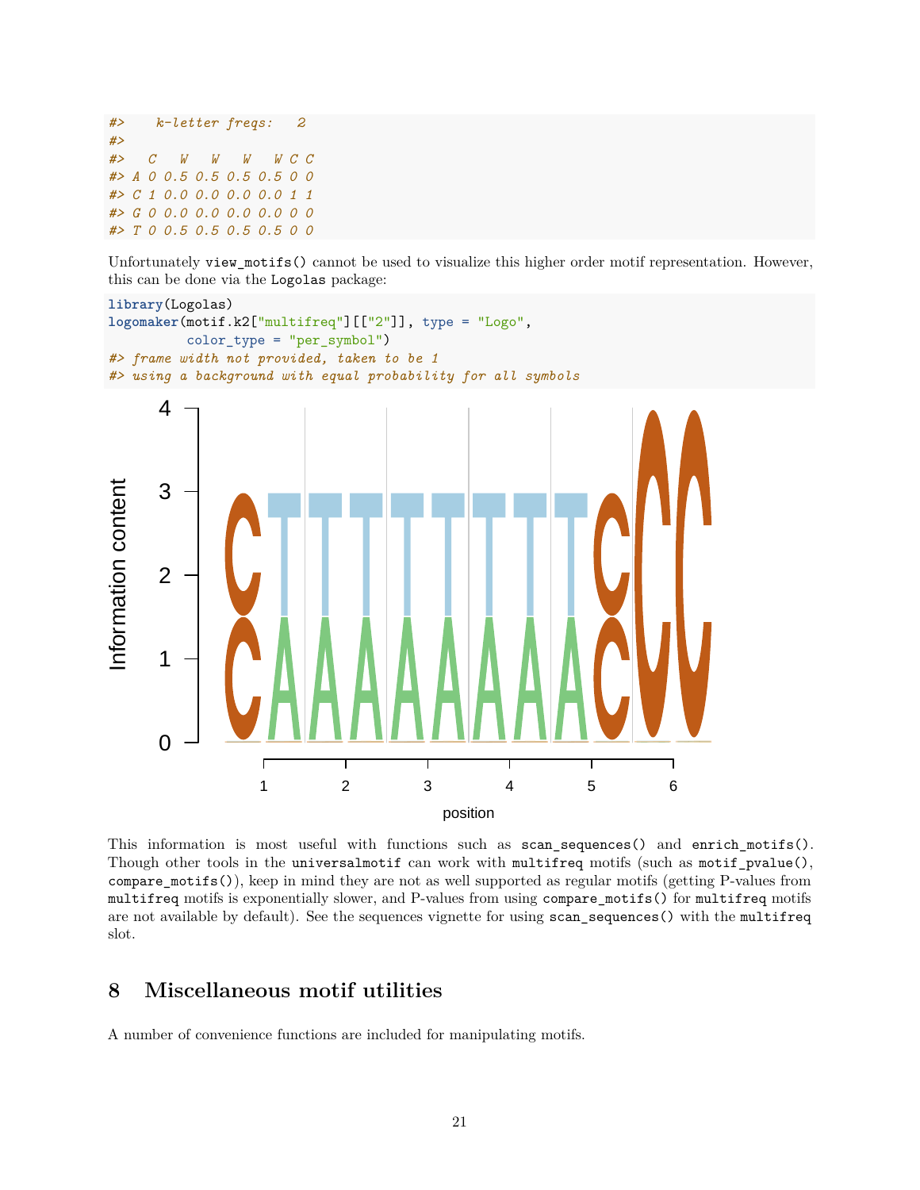```
#>     k-letter freqs:   2
#> 
#>    C   W   W   W   W C C
#> A 0 0.5 0.5 0.5 0.5 0 0
#> C 1 0.0 0.0 0.0 0.0 1 1
#> G 0 0.0 0.0 0.0 0.0 0 0
#> T 0 0.5 0.5 0.5 0.5 0 0
```

Unfortunately `view_motifs()` cannot be used to visualize this higher order motif representation. However, this can be done via the `Logolas` package:

```
library(Logolas)
logomaker(motif.k2["multifreq"][["2"]], type = "Logo",
          color_type = "per_symbol")
#> frame width not provided, taken to be 1
#> using a background with equal probability for all symbols
```

This information is most useful with functions such as `scan_sequences()` and `enrich_motifs()`. Though other tools in the `universalmotif` can work with `multifreq` motifs (such as `motif_pvalue()`, `compare_motifs()`), keep in mind they are not as well supported as regular motifs (getting P-values from `multifreq` motifs is exponentially slower, and P-values from using `compare_motifs()` for `multifreq` motifs are not available by default). See the sequences vignette for using `scan_sequences()` with the `multifreq` slot.

# 8 Miscellaneous motif utilities

A number of convenience functions are included for manipulating motifs.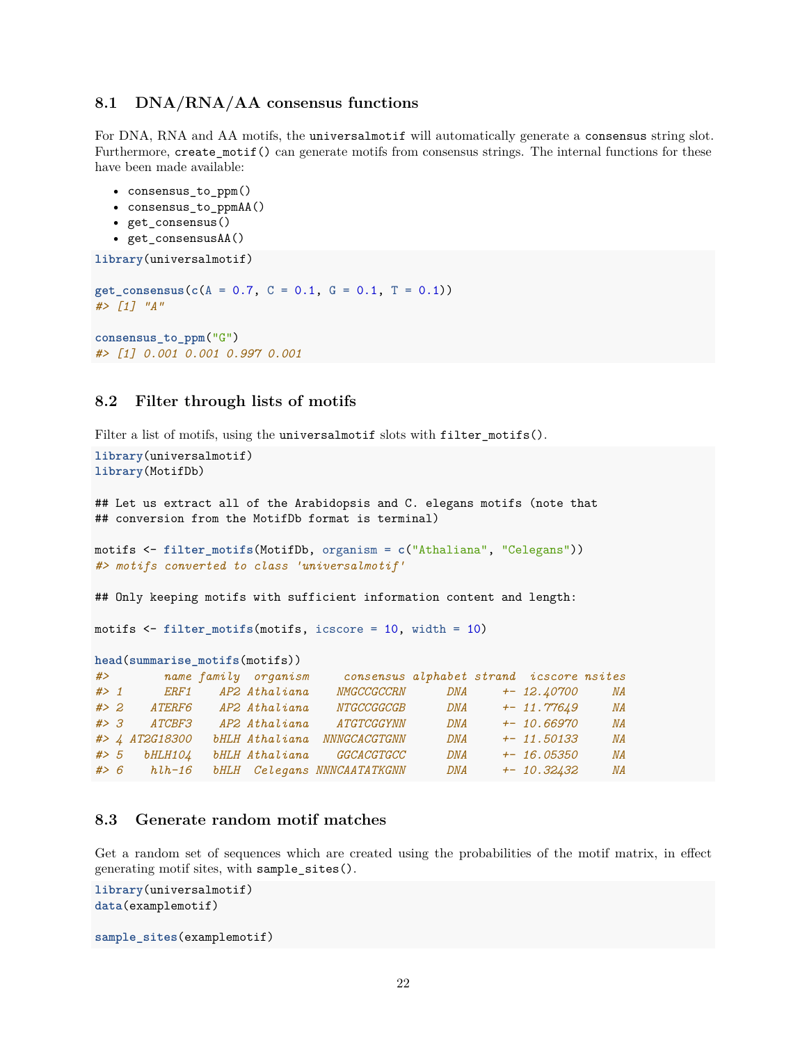### 8.1 DNA/RNA/AA consensus functions

For DNA, RNA and AA motifs, the `universalmotif` will automatically generate a `consensus` string slot. Furthermore, `create_motif()` can generate motifs from consensus strings. The internal functions for these have been made available:

- `consensus_to_ppm()`
- `consensus_to_ppmAA()`
- `get_consensus()`
- `get_consensusAA()`

```
library(universalmotif)

get_consensus(c(A = 0.7, C = 0.1, G = 0.1, T = 0.1))
#> [1] "A"

consensus_to_ppm("G")
#> [1] 0.001 0.001 0.997 0.001
```

### 8.2 Filter through lists of motifs

Filter a list of motifs, using the `universalmotif` slots with `filter_motifs()`.

```
library(universalmotif)
library(MotifDb)

## Let us extract all of the Arabidopsis and C. elegans motifs (note that
## conversion from the MotifDb format is terminal)

motifs <- filter_motifs(MotifDb, organism = c("Athaliana", "Celegans"))
#> motifs converted to class 'universalmotif'

## Only keeping motifs with sufficient information content and length:

motifs <- filter_motifs(motifs, icscore = 10, width = 10)

head(summarise_motifs(motifs))
#>        name family  organism     consensus alphabet strand  icscore nsites
#> 1      ERF1    AP2 Athaliana    NMGCCGCCRN      DNA     +- 12.40700     NA
#> 2    ATERF6    AP2 Athaliana    NTGCCGGCGB      DNA     +- 11.77649     NA
#> 3    ATCBF3    AP2 Athaliana    ATGTCGGYNN      DNA     +- 10.66970     NA
#> 4 AT2G18300   bHLH Athaliana  NNNGCACGTGNN      DNA     +- 11.50133     NA
#> 5   bHLH104   bHLH Athaliana    GGCACGTGCC      DNA     +- 16.05350     NA
#> 6    hlh-16   bHLH  Celegans NNNCAATATKGNN      DNA     +- 10.32432     NA
```

### 8.3 Generate random motif matches

Get a random set of sequences which are created using the probabilities of the motif matrix, in effect generating motif sites, with `sample_sites()`.

```
library(universalmotif)
data(examplemotif)

sample_sites(examplemotif)
```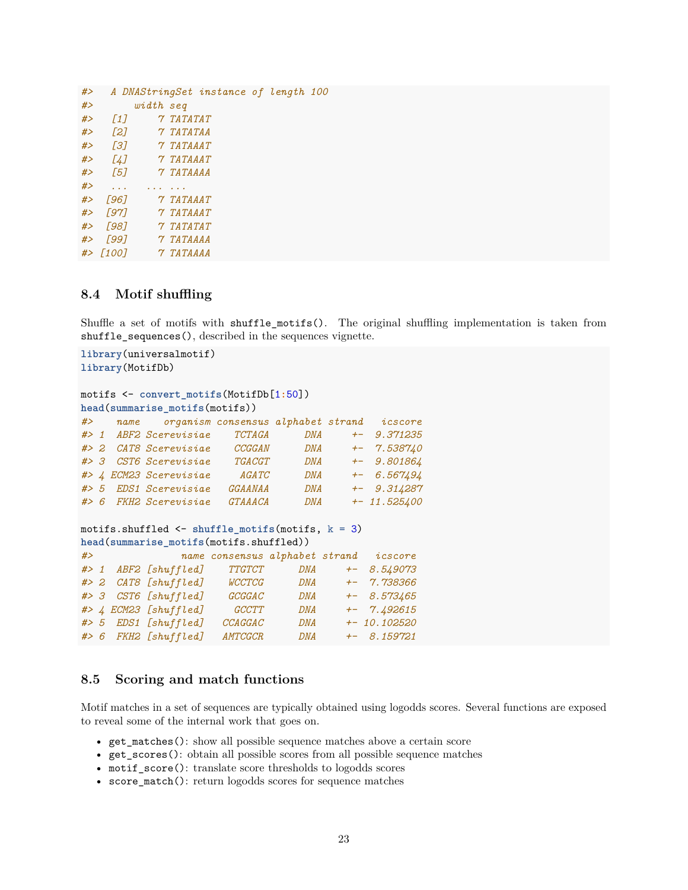```
#>   A DNAStringSet instance of length 100
#>       width seq
#>   [1]     7 TATATAT
#>   [2]     7 TATATAA
#>   [3]     7 TATAAAT
#>   [4]     7 TATAAAT
#>   [5]     7 TATAAAA
#>   ...   ... ...
#>  [96]     7 TATAAAT
#>  [97]     7 TATAAAT
#>  [98]     7 TATATAT
#>  [99]     7 TATAAAA
#> [100]     7 TATAAAA
```

### 8.4 Motif shuffling

Shuffle a set of motifs with `shuffle_motifs()`. The original shuffling implementation is taken from `shuffle_sequences()`, described in the sequences vignette.

```r
library(universalmotif)
library(MotifDb)

motifs <- convert_motifs(MotifDb[1:50])
head(summarise_motifs(motifs))
#>    name    organism consensus alphabet strand   icscore
#> 1  ABF2 Scerevisiae    TCTAGA      DNA     +-  9.371235
#> 2  CAT8 Scerevisiae    CCGGAN      DNA     +-  7.538740
#> 3  CST6 Scerevisiae    TGACGT      DNA     +-  9.801864
#> 4 ECM23 Scerevisiae     AGATC      DNA     +-  6.567494
#> 5  EDS1 Scerevisiae   GGAANAA      DNA     +-  9.314287
#> 6  FKH2 Scerevisiae   GTAAACA      DNA     +- 11.525400

motifs.shuffled <- shuffle_motifs(motifs, k = 3)
head(summarise_motifs(motifs.shuffled))
#>               name consensus alphabet strand   icscore
#> 1  ABF2 [shuffled]    TTGTCT      DNA     +-  8.549073
#> 2  CAT8 [shuffled]    WCCTCG      DNA     +-  7.738366
#> 3  CST6 [shuffled]    GCGGAC      DNA     +-  8.573465
#> 4 ECM23 [shuffled]     GCCTT      DNA     +-  7.492615
#> 5  EDS1 [shuffled]   CCAGGAC      DNA     +- 10.102520
#> 6  FKH2 [shuffled]   AMTCGCR      DNA     +-  8.159721
```

### 8.5 Scoring and match functions

Motif matches in a set of sequences are typically obtained using logodds scores. Several functions are exposed to reveal some of the internal work that goes on.

- `get_matches()`: show all possible sequence matches above a certain score
- `get_scores()`: obtain all possible scores from all possible sequence matches
- `motif_score()`: translate score thresholds to logodds scores
- `score_match()`: return logodds scores for sequence matches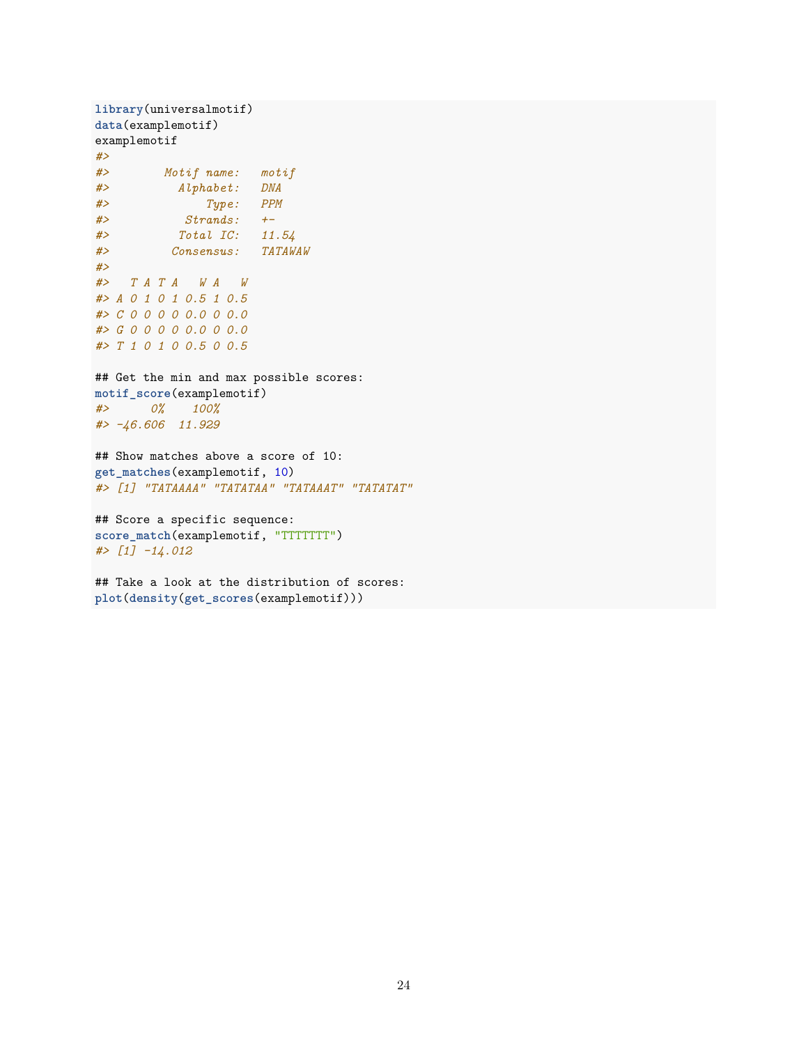```r
library(universalmotif)
data(examplemotif)
examplemotif
#>
#>        Motif name:   motif
#>          Alphabet:   DNA
#>              Type:   PPM
#>           Strands:   +-
#>          Total IC:   11.54
#>         Consensus:   TATAWAW
#>
#>   T A T A   W A   W
#> A 0 1 0 1 0.5 1 0.5
#> C 0 0 0 0 0.0 0 0.0
#> G 0 0 0 0 0.0 0 0.0
#> T 1 0 1 0 0.5 0 0.5

## Get the min and max possible scores:
motif_score(examplemotif)
#>      0%    100%
#> -46.606  11.929

## Show matches above a score of 10:
get_matches(examplemotif, 10)
#> [1] "TATAAAA" "TATATAA" "TATAAAT" "TATATAT"

## Score a specific sequence:
score_match(examplemotif, "TTTTTTT")
#> [1] -14.012

## Take a look at the distribution of scores:
plot(density(get_scores(examplemotif)))
```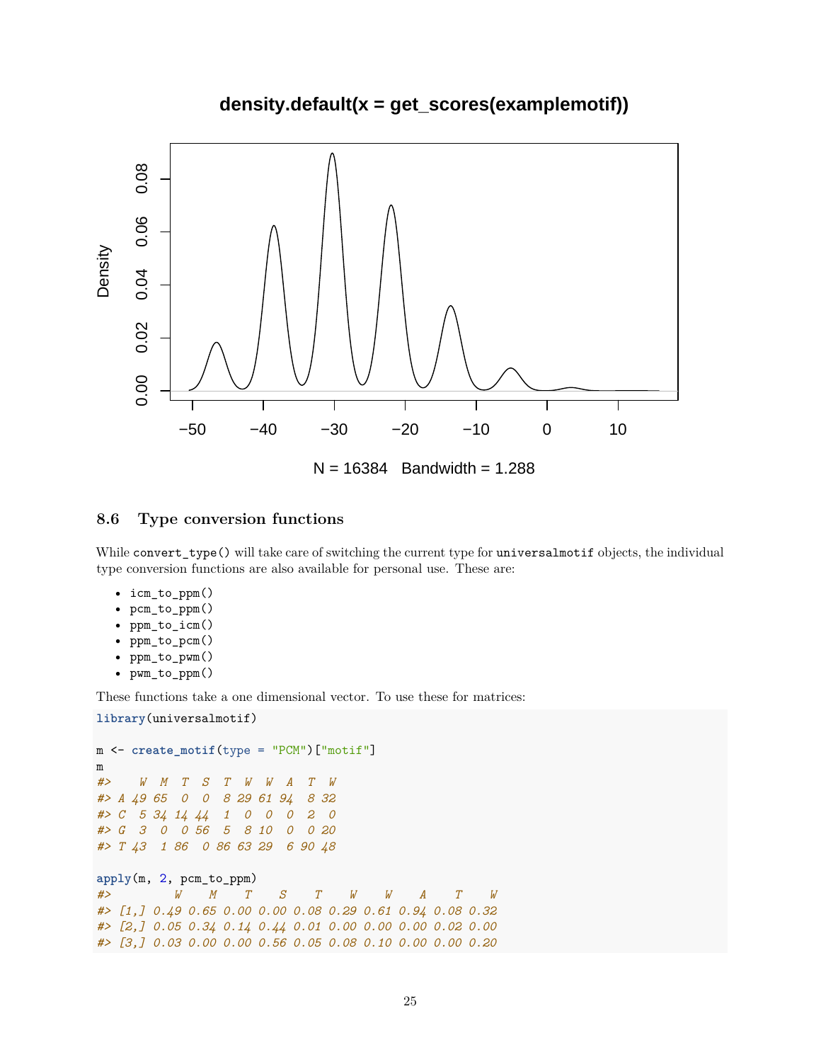## 8.6 Type conversion functions

While `convert_type()` will take care of switching the current type for `universalmotif` objects, the individual type conversion functions are also available for personal use. These are:

- `icm_to_ppm()`
- `pcm_to_ppm()`
- `ppm_to_icm()`
- `ppm_to_pcm()`
- `ppm_to_pwm()`
- `pwm_to_ppm()`

These functions take a one dimensional vector. To use these for matrices:

```
library(universalmotif)

m <- create_motif(type = "PCM")["motif"]
m
#>    W  M  T  S  T  W  W  A  T  W
#> A 49 65  0  0  8 29 61 94  8 32
#> C  5 34 14 44  1  0  0  0  2  0
#> G  3  0  0 56  5  8 10  0  0 20
#> T 43  1 86  0 86 63 29  6 90 48

apply(m, 2, pcm_to_ppm)
#>         W    M    T    S    T    W    W    A    T    W
#> [1,] 0.49 0.65 0.00 0.00 0.08 0.29 0.61 0.94 0.08 0.32
#> [2,] 0.05 0.34 0.14 0.44 0.01 0.00 0.00 0.00 0.02 0.00
#> [3,] 0.03 0.00 0.00 0.56 0.05 0.08 0.10 0.00 0.00 0.20
```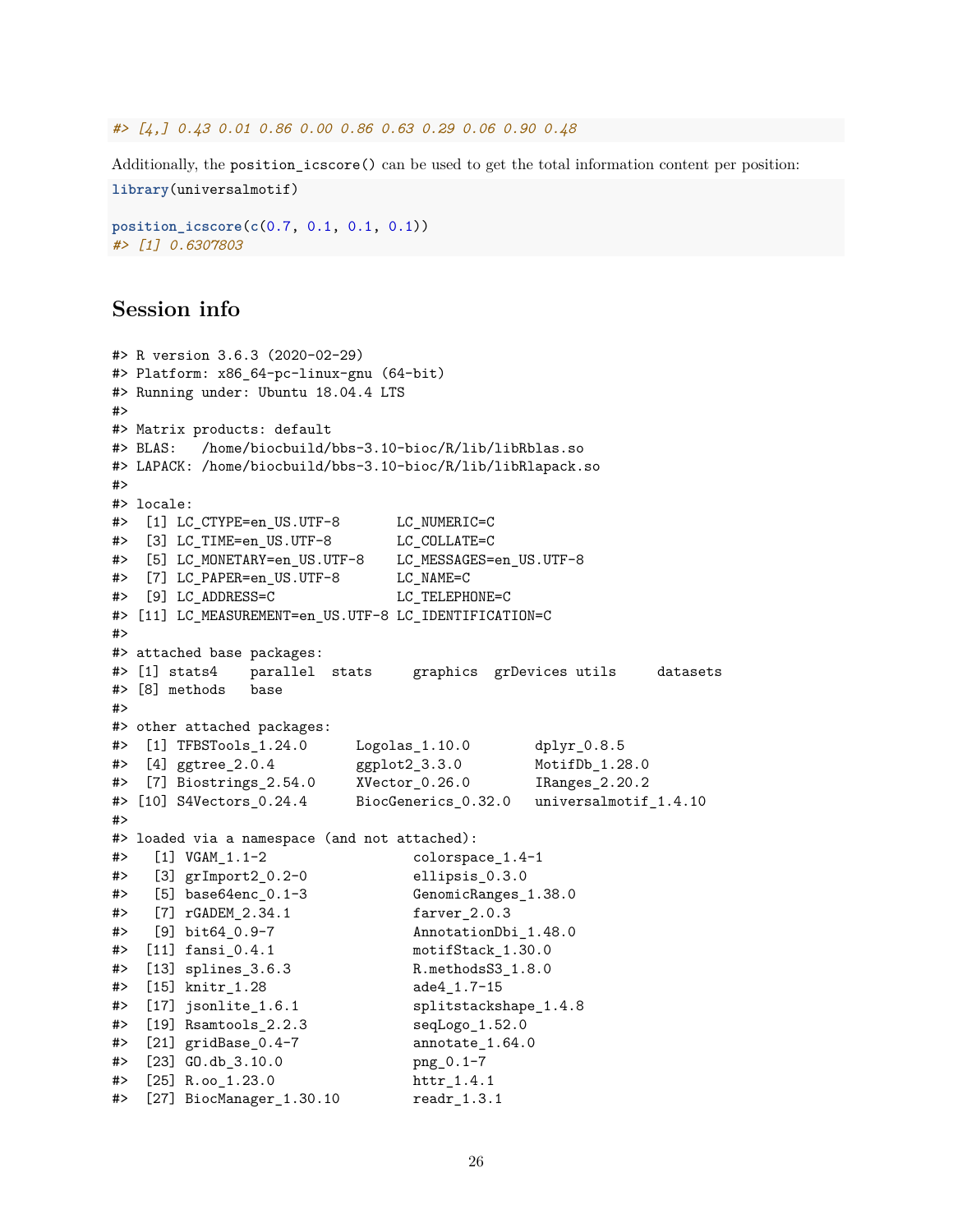```
#> [4,] 0.43 0.01 0.86 0.00 0.86 0.63 0.29 0.06 0.90 0.48
```

Additionally, the `position_icscore()` can be used to get the total information content per position:

```
library(universalmotif)

position_icscore(c(0.7, 0.1, 0.1, 0.1))
#> [1] 0.6307803
```

## Session info

```
#> R version 3.6.3 (2020-02-29)
#> Platform: x86_64-pc-linux-gnu (64-bit)
#> Running under: Ubuntu 18.04.4 LTS
#>
#> Matrix products: default
#> BLAS:   /home/biocbuild/bbs-3.10-bioc/R/lib/libRblas.so
#> LAPACK: /home/biocbuild/bbs-3.10-bioc/R/lib/libRlapack.so
#>
#> locale:
#>  [1] LC_CTYPE=en_US.UTF-8       LC_NUMERIC=C
#>  [3] LC_TIME=en_US.UTF-8        LC_COLLATE=C
#>  [5] LC_MONETARY=en_US.UTF-8    LC_MESSAGES=en_US.UTF-8
#>  [7] LC_PAPER=en_US.UTF-8       LC_NAME=C
#>  [9] LC_ADDRESS=C               LC_TELEPHONE=C
#> [11] LC_MEASUREMENT=en_US.UTF-8 LC_IDENTIFICATION=C
#>
#> attached base packages:
#> [1] stats4    parallel  stats     graphics  grDevices utils     datasets
#> [8] methods   base
#>
#> other attached packages:
#>  [1] TFBSTools_1.24.0      Logolas_1.10.0        dplyr_0.8.5
#>  [4] ggtree_2.0.4          ggplot2_3.3.0         MotifDb_1.28.0
#>  [7] Biostrings_2.54.0     XVector_0.26.0        IRanges_2.20.2
#> [10] S4Vectors_0.24.4      BiocGenerics_0.32.0   universalmotif_1.4.10
#>
#> loaded via a namespace (and not attached):
#>   [1] VGAM_1.1-2                  colorspace_1.4-1
#>   [3] grImport2_0.2-0             ellipsis_0.3.0
#>   [5] base64enc_0.1-3             GenomicRanges_1.38.0
#>   [7] rGADEM_2.34.1               farver_2.0.3
#>   [9] bit64_0.9-7                 AnnotationDbi_1.48.0
#>  [11] fansi_0.4.1                 motifStack_1.30.0
#>  [13] splines_3.6.3               R.methodsS3_1.8.0
#>  [15] knitr_1.28                  ade4_1.7-15
#>  [17] jsonlite_1.6.1              splitstackshape_1.4.8
#>  [19] Rsamtools_2.2.3             seqLogo_1.52.0
#>  [21] gridBase_0.4-7              annotate_1.64.0
#>  [23] GO.db_3.10.0                png_0.1-7
#>  [25] R.oo_1.23.0                 httr_1.4.1
#>  [27] BiocManager_1.30.10         readr_1.3.1
```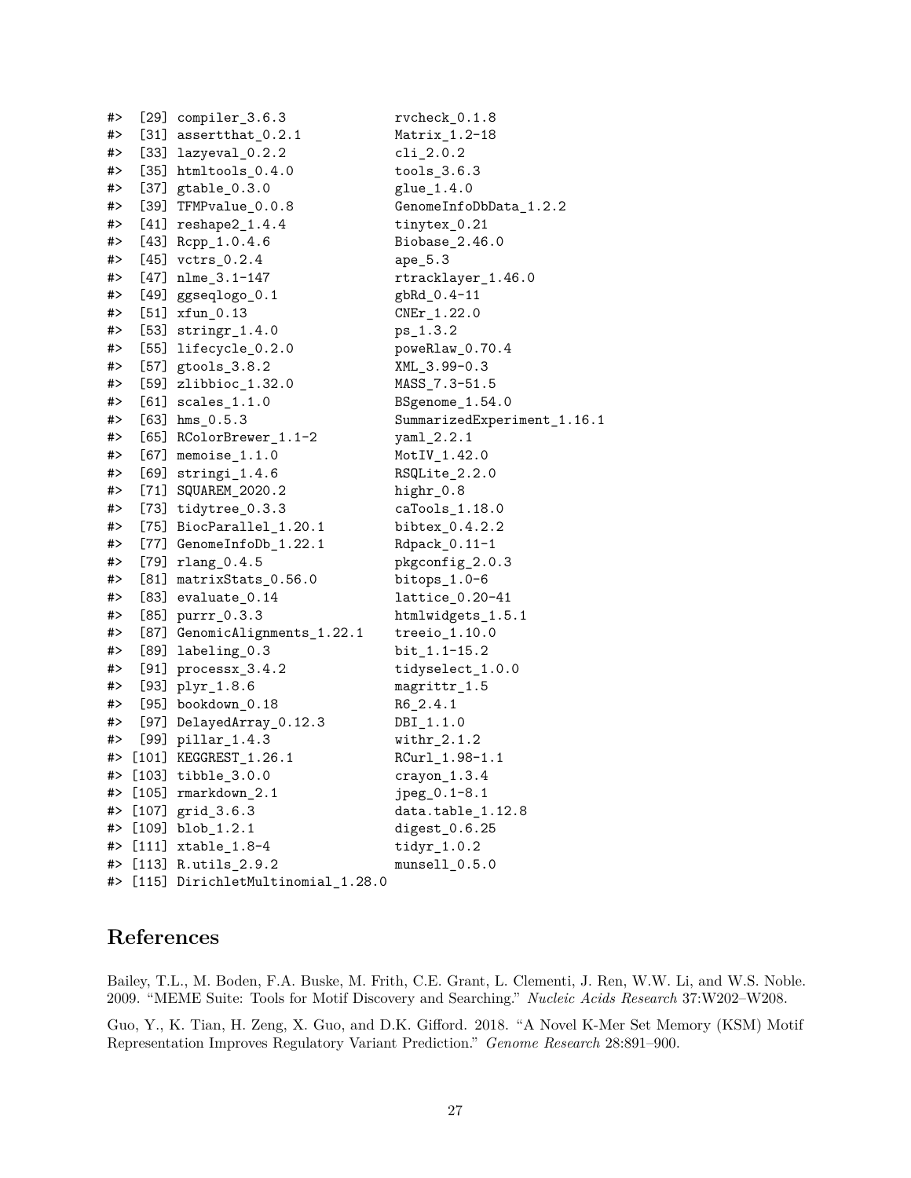```
#>  [29] compiler_3.6.3              rvcheck_0.1.8
#>  [31] assertthat_0.2.1            Matrix_1.2-18
#>  [33] lazyeval_0.2.2              cli_2.0.2
#>  [35] htmltools_0.4.0             tools_3.6.3
#>  [37] gtable_0.3.0                glue_1.4.0
#>  [39] TFMPvalue_0.0.8             GenomeInfoDbData_1.2.2
#>  [41] reshape2_1.4.4              tinytex_0.21
#>  [43] Rcpp_1.0.4.6                Biobase_2.46.0
#>  [45] vctrs_0.2.4                 ape_5.3
#>  [47] nlme_3.1-147                rtracklayer_1.46.0
#>  [49] ggseqlogo_0.1               gbRd_0.4-11
#>  [51] xfun_0.13                   CNEr_1.22.0
#>  [53] stringr_1.4.0               ps_1.3.2
#>  [55] lifecycle_0.2.0             poweRlaw_0.70.4
#>  [57] gtools_3.8.2                XML_3.99-0.3
#>  [59] zlibbioc_1.32.0             MASS_7.3-51.5
#>  [61] scales_1.1.0                BSgenome_1.54.0
#>  [63] hms_0.5.3                   SummarizedExperiment_1.16.1
#>  [65] RColorBrewer_1.1-2          yaml_2.2.1
#>  [67] memoise_1.1.0               MotIV_1.42.0
#>  [69] stringi_1.4.6               RSQLite_2.2.0
#>  [71] SQUAREM_2020.2              highr_0.8
#>  [73] tidytree_0.3.3              caTools_1.18.0
#>  [75] BiocParallel_1.20.1         bibtex_0.4.2.2
#>  [77] GenomeInfoDb_1.22.1         Rdpack_0.11-1
#>  [79] rlang_0.4.5                 pkgconfig_2.0.3
#>  [81] matrixStats_0.56.0          bitops_1.0-6
#>  [83] evaluate_0.14               lattice_0.20-41
#>  [85] purrr_0.3.3                 htmlwidgets_1.5.1
#>  [87] GenomicAlignments_1.22.1    treeio_1.10.0
#>  [89] labeling_0.3                bit_1.1-15.2
#>  [91] processx_3.4.2              tidyselect_1.0.0
#>  [93] plyr_1.8.6                  magrittr_1.5
#>  [95] bookdown_0.18               R6_2.4.1
#>  [97] DelayedArray_0.12.3         DBI_1.1.0
#>  [99] pillar_1.4.3                withr_2.1.2
#> [101] KEGGREST_1.26.1             RCurl_1.98-1.1
#> [103] tibble_3.0.0                crayon_1.3.4
#> [105] rmarkdown_2.1               jpeg_0.1-8.1
#> [107] grid_3.6.3                  data.table_1.12.8
#> [109] blob_1.2.1                  digest_0.6.25
#> [111] xtable_1.8-4                tidyr_1.0.2
#> [113] R.utils_2.9.2               munsell_0.5.0
#> [115] DirichletMultinomial_1.28.0
```

# References

Bailey, T.L., M. Boden, F.A. Buske, M. Frith, C.E. Grant, L. Clementi, J. Ren, W.W. Li, and W.S. Noble. 2009. "MEME Suite: Tools for Motif Discovery and Searching." *Nucleic Acids Research* 37:W202–W208.

Guo, Y., K. Tian, H. Zeng, X. Guo, and D.K. Gifford. 2018. "A Novel K-Mer Set Memory (KSM) Motif Representation Improves Regulatory Variant Prediction." *Genome Research* 28:891–900.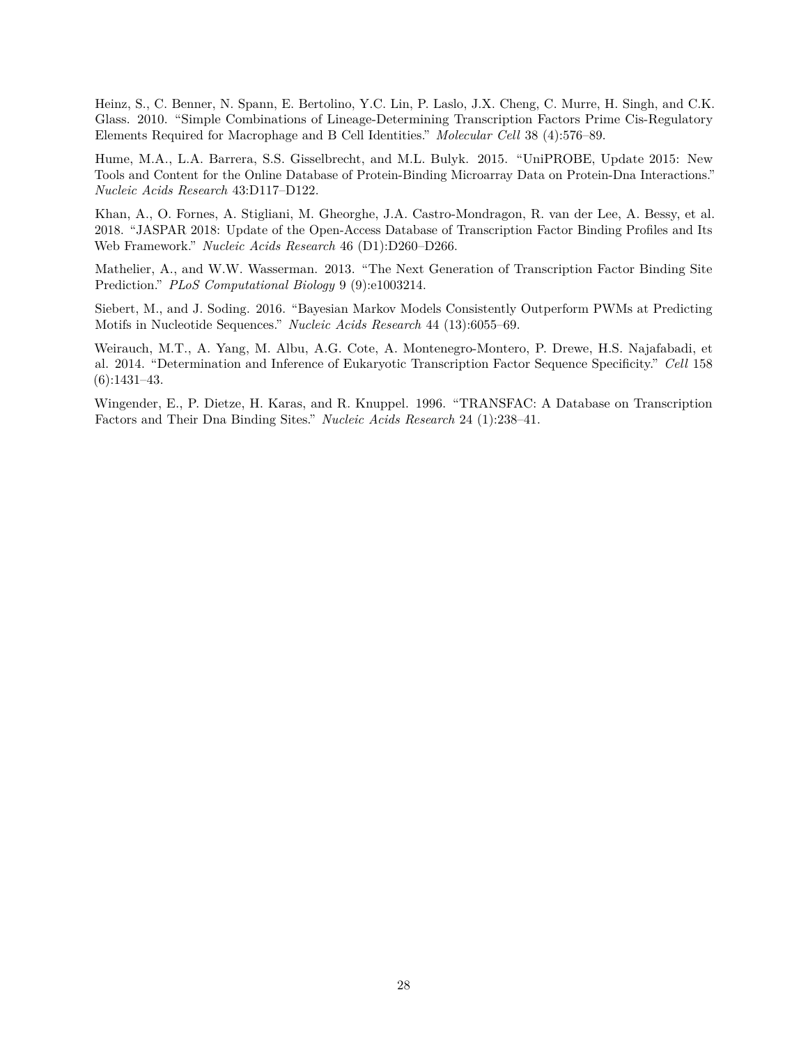Heinz, S., C. Benner, N. Spann, E. Bertolino, Y.C. Lin, P. Laslo, J.X. Cheng, C. Murre, H. Singh, and C.K. Glass. 2010. "Simple Combinations of Lineage-Determining Transcription Factors Prime Cis-Regulatory Elements Required for Macrophage and B Cell Identities." *Molecular Cell* 38 (4):576–89.

Hume, M.A., L.A. Barrera, S.S. Gisselbrecht, and M.L. Bulyk. 2015. "UniPROBE, Update 2015: New Tools and Content for the Online Database of Protein-Binding Microarray Data on Protein-Dna Interactions." *Nucleic Acids Research* 43:D117–D122.

Khan, A., O. Fornes, A. Stigliani, M. Gheorghe, J.A. Castro-Mondragon, R. van der Lee, A. Bessy, et al. 2018. "JASPAR 2018: Update of the Open-Access Database of Transcription Factor Binding Profiles and Its Web Framework." *Nucleic Acids Research* 46 (D1):D260–D266.

Mathelier, A., and W.W. Wasserman. 2013. "The Next Generation of Transcription Factor Binding Site Prediction." *PLoS Computational Biology* 9 (9):e1003214.

Siebert, M., and J. Soding. 2016. "Bayesian Markov Models Consistently Outperform PWMs at Predicting Motifs in Nucleotide Sequences." *Nucleic Acids Research* 44 (13):6055–69.

Weirauch, M.T., A. Yang, M. Albu, A.G. Cote, A. Montenegro-Montero, P. Drewe, H.S. Najafabadi, et al. 2014. "Determination and Inference of Eukaryotic Transcription Factor Sequence Specificity." *Cell* 158 (6):1431–43.

Wingender, E., P. Dietze, H. Karas, and R. Knuppel. 1996. "TRANSFAC: A Database on Transcription Factors and Their Dna Binding Sites." *Nucleic Acids Research* 24 (1):238–41.